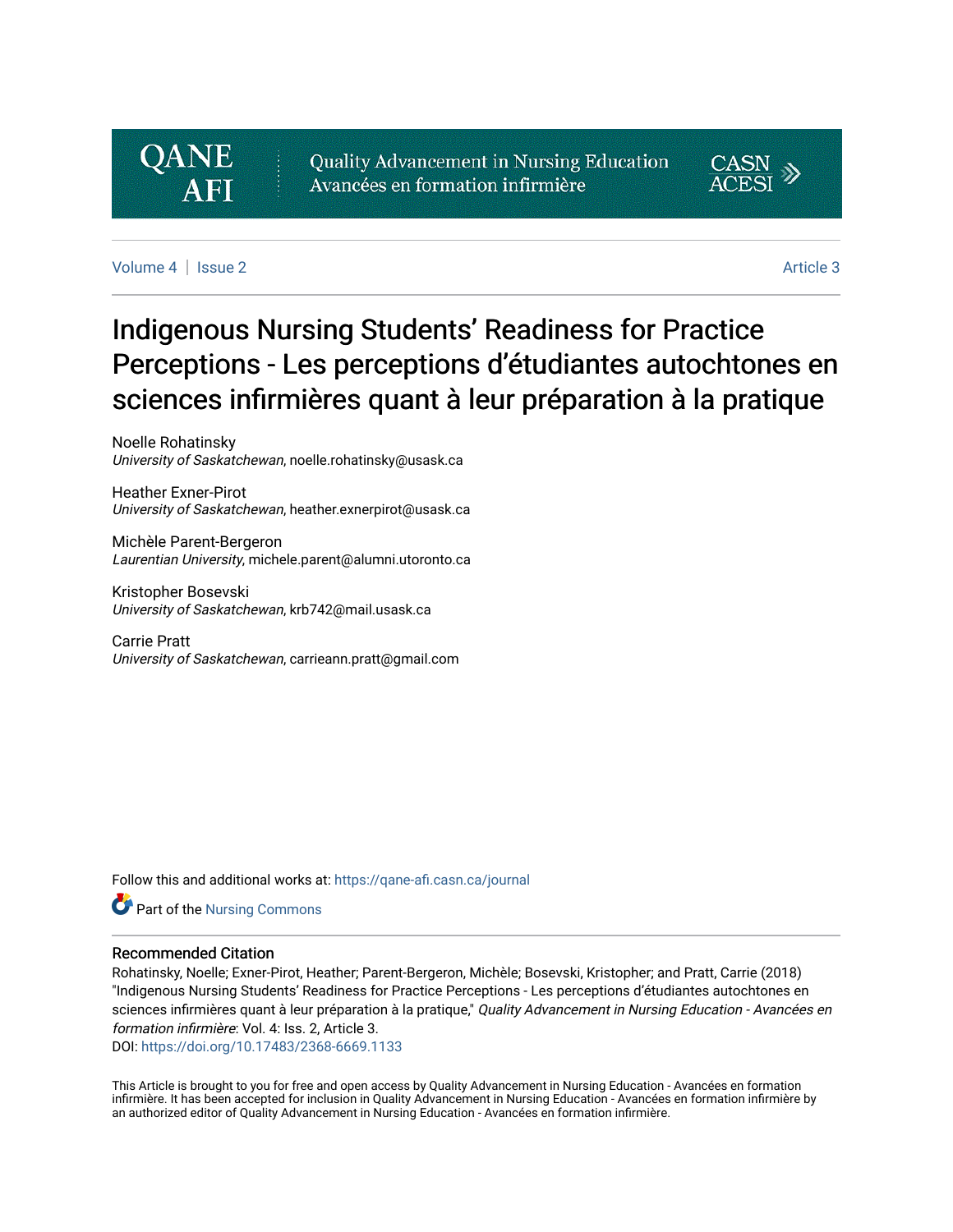QANE AFI

Quality Advancement in Nursing Education
Avancées en formation infirmière

CASN ACESI

Volume 4 | Issue 2 | Article 3

# Indigenous Nursing Students' Readiness for Practice Perceptions - Les perceptions d'étudiantes autochtones en sciences infirmières quant à leur préparation à la pratique

Noelle Rohatinsky
*University of Saskatchewan*, noelle.rohatinsky@usask.ca

Heather Exner-Pirot
*University of Saskatchewan*, heather.exnerpirot@usask.ca

Michèle Parent-Bergeron
*Laurentian University*, michele.parent@alumni.utoronto.ca

Kristopher Bosevski
*University of Saskatchewan*, krb742@mail.usask.ca

Carrie Pratt
*University of Saskatchewan*, carrieann.pratt@gmail.com

Follow this and additional works at: https://qane-afi.casn.ca/journal

Part of the Nursing Commons

## Recommended Citation

Rohatinsky, Noelle; Exner-Pirot, Heather; Parent-Bergeron, Michèle; Bosevski, Kristopher; and Pratt, Carrie (2018) "Indigenous Nursing Students' Readiness for Practice Perceptions - Les perceptions d'étudiantes autochtones en sciences infirmières quant à leur préparation à la pratique," *Quality Advancement in Nursing Education - Avancées en formation infirmière*: Vol. 4: Iss. 2, Article 3.
DOI: https://doi.org/10.17483/2368-6669.1133

This Article is brought to you for free and open access by Quality Advancement in Nursing Education - Avancées en formation infirmière. It has been accepted for inclusion in Quality Advancement in Nursing Education - Avancées en formation infirmière by an authorized editor of Quality Advancement in Nursing Education - Avancées en formation infirmière.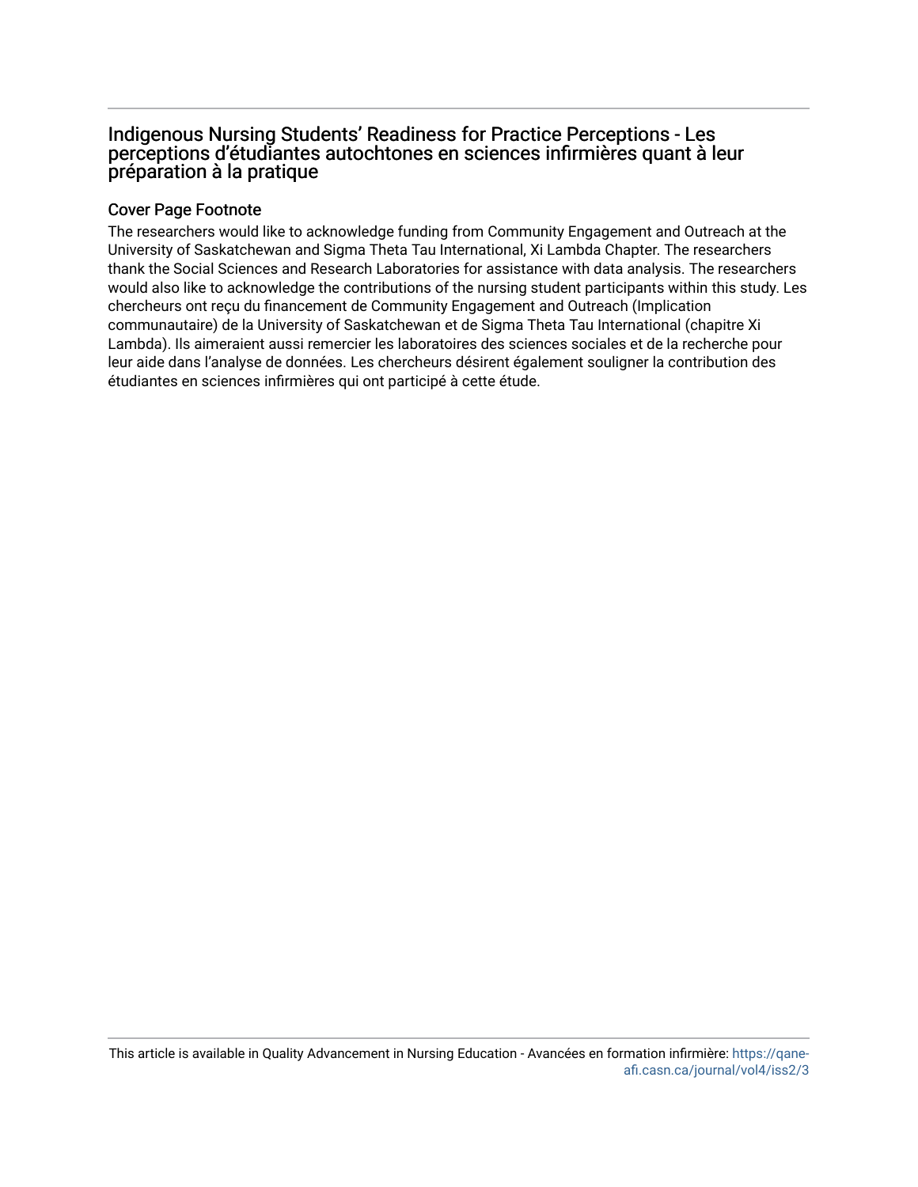# Indigenous Nursing Students' Readiness for Practice Perceptions - Les perceptions d'étudiantes autochtones en sciences infirmières quant à leur préparation à la pratique

## Cover Page Footnote

The researchers would like to acknowledge funding from Community Engagement and Outreach at the University of Saskatchewan and Sigma Theta Tau International, Xi Lambda Chapter. The researchers thank the Social Sciences and Research Laboratories for assistance with data analysis. The researchers would also like to acknowledge the contributions of the nursing student participants within this study. Les chercheurs ont reçu du financement de Community Engagement and Outreach (Implication communautaire) de la University of Saskatchewan et de Sigma Theta Tau International (chapitre Xi Lambda). Ils aimeraient aussi remercier les laboratoires des sciences sociales et de la recherche pour leur aide dans l'analyse de données. Les chercheurs désirent également souligner la contribution des étudiantes en sciences infirmières qui ont participé à cette étude.

This article is available in Quality Advancement in Nursing Education - Avancées en formation infirmière: https://qane-afi.casn.ca/journal/vol4/iss2/3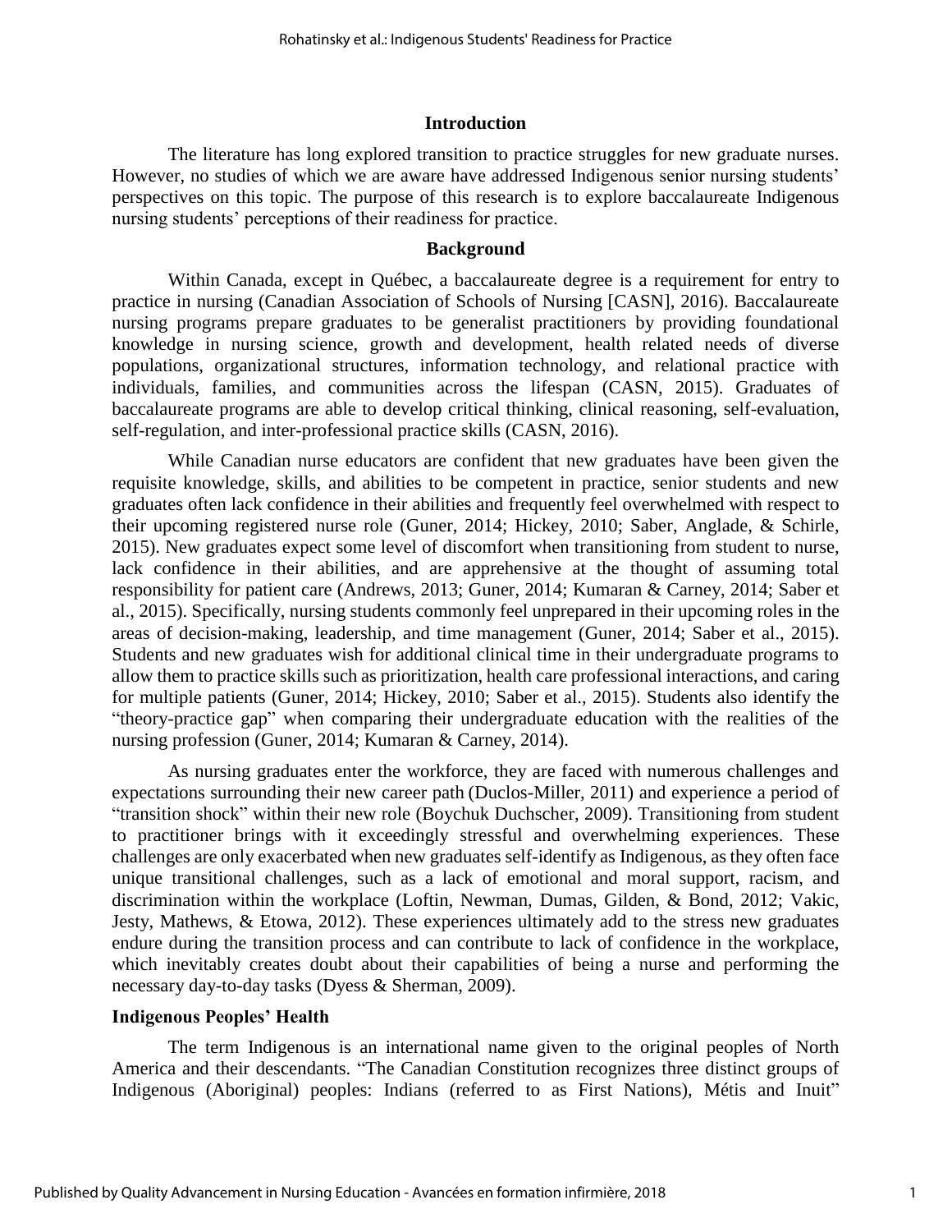## Introduction

The literature has long explored transition to practice struggles for new graduate nurses. However, no studies of which we are aware have addressed Indigenous senior nursing students' perspectives on this topic. The purpose of this research is to explore baccalaureate Indigenous nursing students' perceptions of their readiness for practice.

## Background

Within Canada, except in Québec, a baccalaureate degree is a requirement for entry to practice in nursing (Canadian Association of Schools of Nursing [CASN], 2016). Baccalaureate nursing programs prepare graduates to be generalist practitioners by providing foundational knowledge in nursing science, growth and development, health related needs of diverse populations, organizational structures, information technology, and relational practice with individuals, families, and communities across the lifespan (CASN, 2015). Graduates of baccalaureate programs are able to develop critical thinking, clinical reasoning, self-evaluation, self-regulation, and inter-professional practice skills (CASN, 2016).

While Canadian nurse educators are confident that new graduates have been given the requisite knowledge, skills, and abilities to be competent in practice, senior students and new graduates often lack confidence in their abilities and frequently feel overwhelmed with respect to their upcoming registered nurse role (Guner, 2014; Hickey, 2010; Saber, Anglade, & Schirle, 2015). New graduates expect some level of discomfort when transitioning from student to nurse, lack confidence in their abilities, and are apprehensive at the thought of assuming total responsibility for patient care (Andrews, 2013; Guner, 2014; Kumaran & Carney, 2014; Saber et al., 2015). Specifically, nursing students commonly feel unprepared in their upcoming roles in the areas of decision-making, leadership, and time management (Guner, 2014; Saber et al., 2015). Students and new graduates wish for additional clinical time in their undergraduate programs to allow them to practice skills such as prioritization, health care professional interactions, and caring for multiple patients (Guner, 2014; Hickey, 2010; Saber et al., 2015). Students also identify the "theory-practice gap" when comparing their undergraduate education with the realities of the nursing profession (Guner, 2014; Kumaran & Carney, 2014).

As nursing graduates enter the workforce, they are faced with numerous challenges and expectations surrounding their new career path (Duclos-Miller, 2011) and experience a period of "transition shock" within their new role (Boychuk Duchscher, 2009). Transitioning from student to practitioner brings with it exceedingly stressful and overwhelming experiences. These challenges are only exacerbated when new graduates self-identify as Indigenous, as they often face unique transitional challenges, such as a lack of emotional and moral support, racism, and discrimination within the workplace (Loftin, Newman, Dumas, Gilden, & Bond, 2012; Vakic, Jesty, Mathews, & Etowa, 2012). These experiences ultimately add to the stress new graduates endure during the transition process and can contribute to lack of confidence in the workplace, which inevitably creates doubt about their capabilities of being a nurse and performing the necessary day-to-day tasks (Dyess & Sherman, 2009).

### Indigenous Peoples' Health

The term Indigenous is an international name given to the original peoples of North America and their descendants. "The Canadian Constitution recognizes three distinct groups of Indigenous (Aboriginal) peoples: Indians (referred to as First Nations), Métis and Inuit"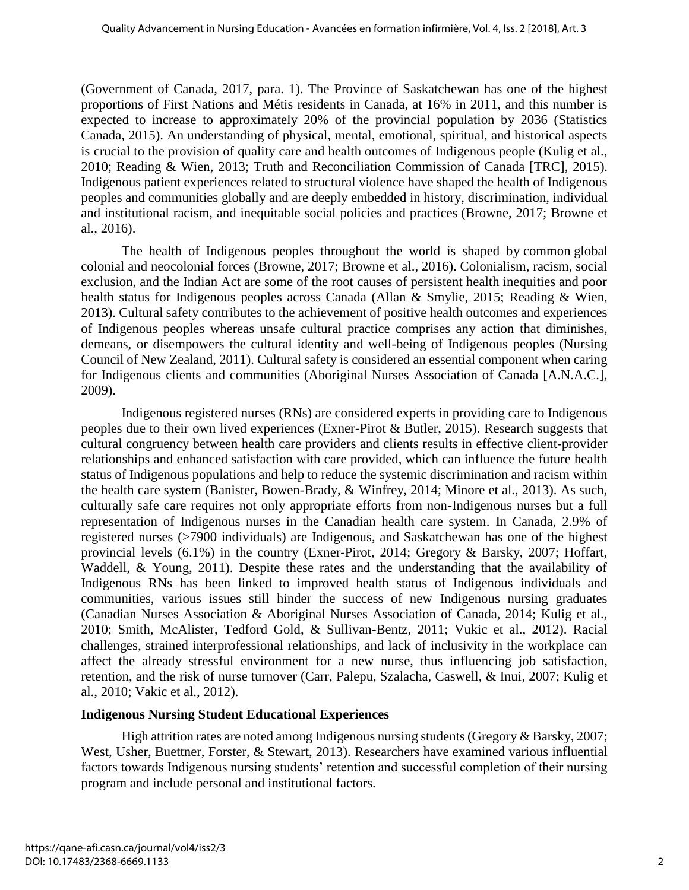(Government of Canada, 2017, para. 1). The Province of Saskatchewan has one of the highest proportions of First Nations and Métis residents in Canada, at 16% in 2011, and this number is expected to increase to approximately 20% of the provincial population by 2036 (Statistics Canada, 2015). An understanding of physical, mental, emotional, spiritual, and historical aspects is crucial to the provision of quality care and health outcomes of Indigenous people (Kulig et al., 2010; Reading & Wien, 2013; Truth and Reconciliation Commission of Canada [TRC], 2015). Indigenous patient experiences related to structural violence have shaped the health of Indigenous peoples and communities globally and are deeply embedded in history, discrimination, individual and institutional racism, and inequitable social policies and practices (Browne, 2017; Browne et al., 2016).

The health of Indigenous peoples throughout the world is shaped by common global colonial and neocolonial forces (Browne, 2017; Browne et al., 2016). Colonialism, racism, social exclusion, and the Indian Act are some of the root causes of persistent health inequities and poor health status for Indigenous peoples across Canada (Allan & Smylie, 2015; Reading & Wien, 2013). Cultural safety contributes to the achievement of positive health outcomes and experiences of Indigenous peoples whereas unsafe cultural practice comprises any action that diminishes, demeans, or disempowers the cultural identity and well-being of Indigenous peoples (Nursing Council of New Zealand, 2011). Cultural safety is considered an essential component when caring for Indigenous clients and communities (Aboriginal Nurses Association of Canada [A.N.A.C.], 2009).

Indigenous registered nurses (RNs) are considered experts in providing care to Indigenous peoples due to their own lived experiences (Exner-Pirot & Butler, 2015). Research suggests that cultural congruency between health care providers and clients results in effective client-provider relationships and enhanced satisfaction with care provided, which can influence the future health status of Indigenous populations and help to reduce the systemic discrimination and racism within the health care system (Banister, Bowen-Brady, & Winfrey, 2014; Minore et al., 2013). As such, culturally safe care requires not only appropriate efforts from non-Indigenous nurses but a full representation of Indigenous nurses in the Canadian health care system. In Canada, 2.9% of registered nurses (>7900 individuals) are Indigenous, and Saskatchewan has one of the highest provincial levels (6.1%) in the country (Exner-Pirot, 2014; Gregory & Barsky, 2007; Hoffart, Waddell, & Young, 2011). Despite these rates and the understanding that the availability of Indigenous RNs has been linked to improved health status of Indigenous individuals and communities, various issues still hinder the success of new Indigenous nursing graduates (Canadian Nurses Association & Aboriginal Nurses Association of Canada, 2014; Kulig et al., 2010; Smith, McAlister, Tedford Gold, & Sullivan-Bentz, 2011; Vukic et al., 2012). Racial challenges, strained interprofessional relationships, and lack of inclusivity in the workplace can affect the already stressful environment for a new nurse, thus influencing job satisfaction, retention, and the risk of nurse turnover (Carr, Palepu, Szalacha, Caswell, & Inui, 2007; Kulig et al., 2010; Vakic et al., 2012).

## Indigenous Nursing Student Educational Experiences

High attrition rates are noted among Indigenous nursing students (Gregory & Barsky, 2007; West, Usher, Buettner, Forster, & Stewart, 2013). Researchers have examined various influential factors towards Indigenous nursing students' retention and successful completion of their nursing program and include personal and institutional factors.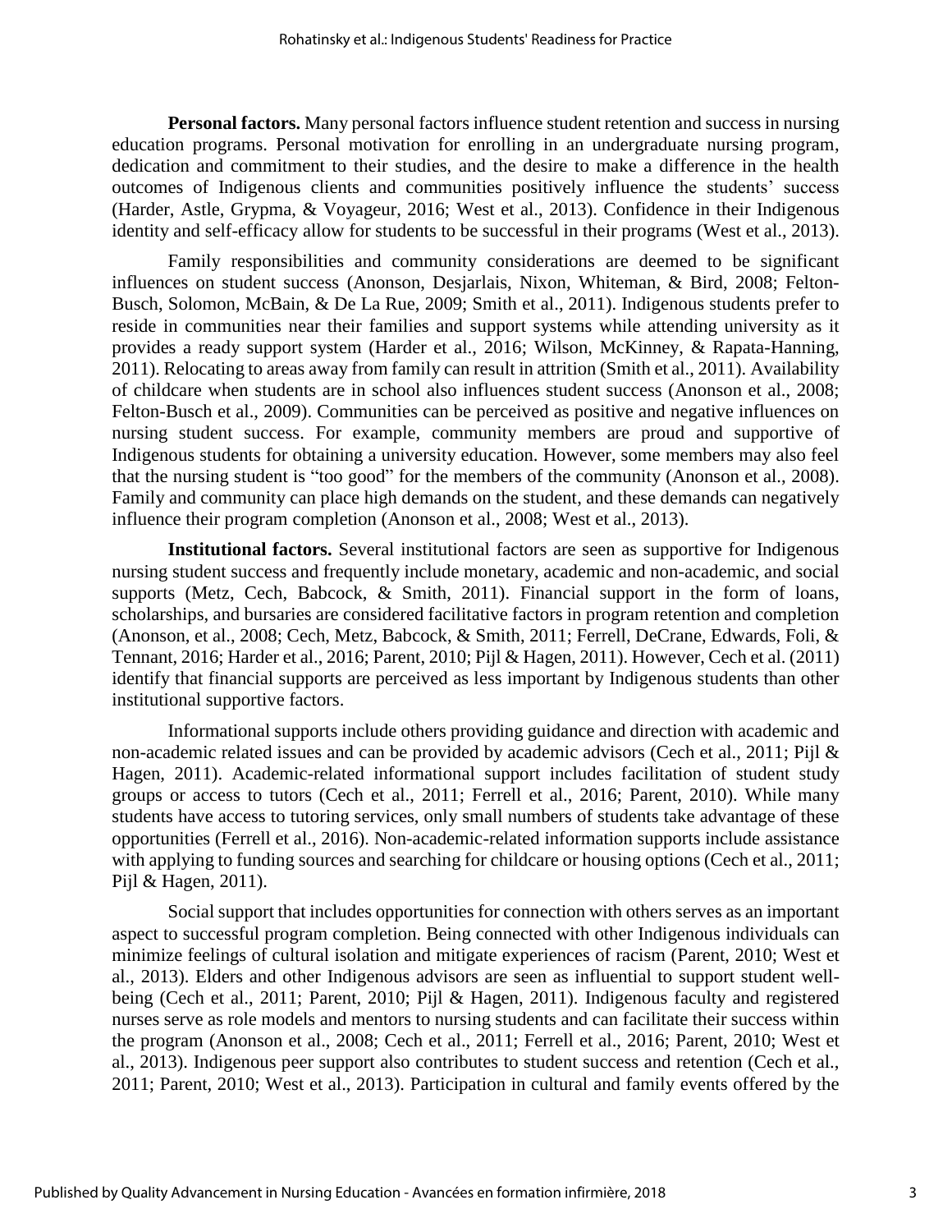**Personal factors.** Many personal factors influence student retention and success in nursing education programs. Personal motivation for enrolling in an undergraduate nursing program, dedication and commitment to their studies, and the desire to make a difference in the health outcomes of Indigenous clients and communities positively influence the students' success (Harder, Astle, Grypma, & Voyageur, 2016; West et al., 2013). Confidence in their Indigenous identity and self-efficacy allow for students to be successful in their programs (West et al., 2013).

Family responsibilities and community considerations are deemed to be significant influences on student success (Anonson, Desjarlais, Nixon, Whiteman, & Bird, 2008; Felton-Busch, Solomon, McBain, & De La Rue, 2009; Smith et al., 2011). Indigenous students prefer to reside in communities near their families and support systems while attending university as it provides a ready support system (Harder et al., 2016; Wilson, McKinney, & Rapata-Hanning, 2011). Relocating to areas away from family can result in attrition (Smith et al., 2011). Availability of childcare when students are in school also influences student success (Anonson et al., 2008; Felton-Busch et al., 2009). Communities can be perceived as positive and negative influences on nursing student success. For example, community members are proud and supportive of Indigenous students for obtaining a university education. However, some members may also feel that the nursing student is "too good" for the members of the community (Anonson et al., 2008). Family and community can place high demands on the student, and these demands can negatively influence their program completion (Anonson et al., 2008; West et al., 2013).

**Institutional factors.** Several institutional factors are seen as supportive for Indigenous nursing student success and frequently include monetary, academic and non-academic, and social supports (Metz, Cech, Babcock, & Smith, 2011). Financial support in the form of loans, scholarships, and bursaries are considered facilitative factors in program retention and completion (Anonson, et al., 2008; Cech, Metz, Babcock, & Smith, 2011; Ferrell, DeCrane, Edwards, Foli, & Tennant, 2016; Harder et al., 2016; Parent, 2010; Pijl & Hagen, 2011). However, Cech et al. (2011) identify that financial supports are perceived as less important by Indigenous students than other institutional supportive factors.

Informational supports include others providing guidance and direction with academic and non-academic related issues and can be provided by academic advisors (Cech et al., 2011; Pijl & Hagen, 2011). Academic-related informational support includes facilitation of student study groups or access to tutors (Cech et al., 2011; Ferrell et al., 2016; Parent, 2010). While many students have access to tutoring services, only small numbers of students take advantage of these opportunities (Ferrell et al., 2016). Non-academic-related information supports include assistance with applying to funding sources and searching for childcare or housing options (Cech et al., 2011; Pijl & Hagen, 2011).

Social support that includes opportunities for connection with others serves as an important aspect to successful program completion. Being connected with other Indigenous individuals can minimize feelings of cultural isolation and mitigate experiences of racism (Parent, 2010; West et al., 2013). Elders and other Indigenous advisors are seen as influential to support student well-being (Cech et al., 2011; Parent, 2010; Pijl & Hagen, 2011). Indigenous faculty and registered nurses serve as role models and mentors to nursing students and can facilitate their success within the program (Anonson et al., 2008; Cech et al., 2011; Ferrell et al., 2016; Parent, 2010; West et al., 2013). Indigenous peer support also contributes to student success and retention (Cech et al., 2011; Parent, 2010; West et al., 2013). Participation in cultural and family events offered by the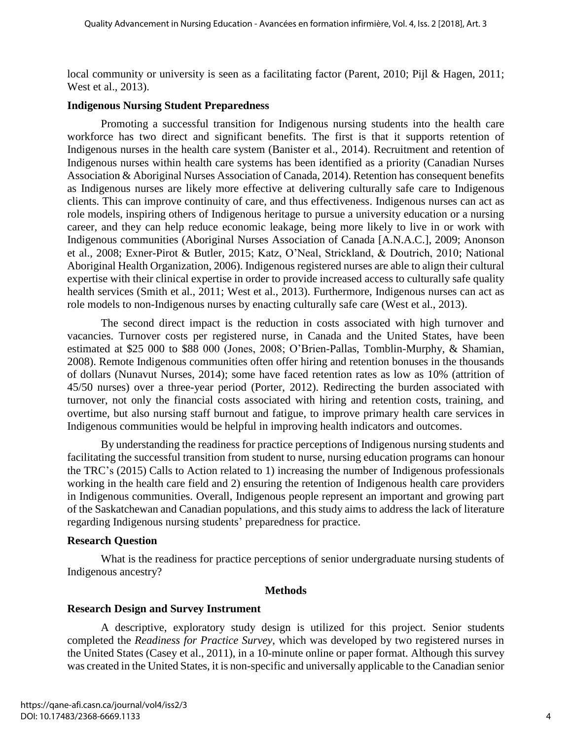local community or university is seen as a facilitating factor (Parent, 2010; Pijl & Hagen, 2011; West et al., 2013).

### Indigenous Nursing Student Preparedness

Promoting a successful transition for Indigenous nursing students into the health care workforce has two direct and significant benefits. The first is that it supports retention of Indigenous nurses in the health care system (Banister et al., 2014). Recruitment and retention of Indigenous nurses within health care systems has been identified as a priority (Canadian Nurses Association & Aboriginal Nurses Association of Canada, 2014). Retention has consequent benefits as Indigenous nurses are likely more effective at delivering culturally safe care to Indigenous clients. This can improve continuity of care, and thus effectiveness. Indigenous nurses can act as role models, inspiring others of Indigenous heritage to pursue a university education or a nursing career, and they can help reduce economic leakage, being more likely to live in or work with Indigenous communities (Aboriginal Nurses Association of Canada [A.N.A.C.], 2009; Anonson et al., 2008; Exner-Pirot & Butler, 2015; Katz, O'Neal, Strickland, & Doutrich, 2010; National Aboriginal Health Organization, 2006). Indigenous registered nurses are able to align their cultural expertise with their clinical expertise in order to provide increased access to culturally safe quality health services (Smith et al., 2011; West et al., 2013). Furthermore, Indigenous nurses can act as role models to non-Indigenous nurses by enacting culturally safe care (West et al., 2013).

The second direct impact is the reduction in costs associated with high turnover and vacancies. Turnover costs per registered nurse, in Canada and the United States, have been estimated at $25 000 to $88 000 (Jones, 2008; O'Brien-Pallas, Tomblin-Murphy, & Shamian, 2008). Remote Indigenous communities often offer hiring and retention bonuses in the thousands of dollars (Nunavut Nurses, 2014); some have faced retention rates as low as 10% (attrition of 45/50 nurses) over a three-year period (Porter, 2012). Redirecting the burden associated with turnover, not only the financial costs associated with hiring and retention costs, training, and overtime, but also nursing staff burnout and fatigue, to improve primary health care services in Indigenous communities would be helpful in improving health indicators and outcomes.

By understanding the readiness for practice perceptions of Indigenous nursing students and facilitating the successful transition from student to nurse, nursing education programs can honour the TRC's (2015) Calls to Action related to 1) increasing the number of Indigenous professionals working in the health care field and 2) ensuring the retention of Indigenous health care providers in Indigenous communities. Overall, Indigenous people represent an important and growing part of the Saskatchewan and Canadian populations, and this study aims to address the lack of literature regarding Indigenous nursing students' preparedness for practice.

### Research Question

What is the readiness for practice perceptions of senior undergraduate nursing students of Indigenous ancestry?

## Methods

### Research Design and Survey Instrument

A descriptive, exploratory study design is utilized for this project. Senior students completed the *Readiness for Practice Survey*, which was developed by two registered nurses in the United States (Casey et al., 2011), in a 10-minute online or paper format. Although this survey was created in the United States, it is non-specific and universally applicable to the Canadian senior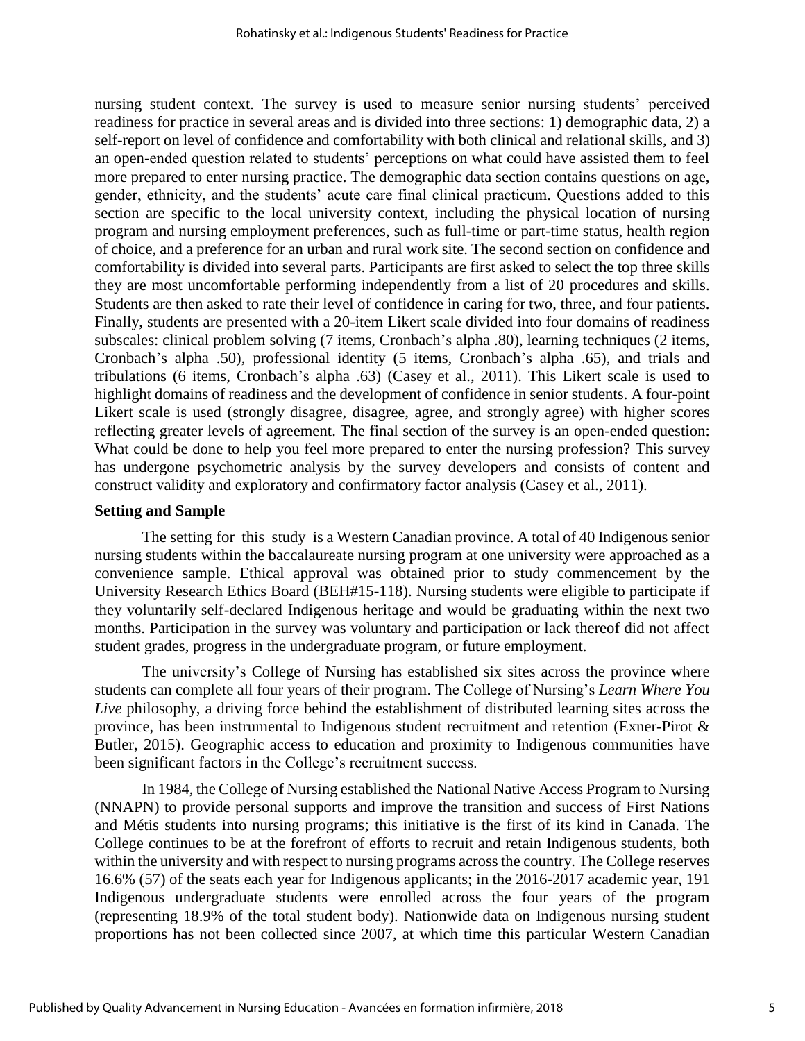nursing student context. The survey is used to measure senior nursing students' perceived readiness for practice in several areas and is divided into three sections: 1) demographic data, 2) a self-report on level of confidence and comfortability with both clinical and relational skills, and 3) an open-ended question related to students' perceptions on what could have assisted them to feel more prepared to enter nursing practice. The demographic data section contains questions on age, gender, ethnicity, and the students' acute care final clinical practicum. Questions added to this section are specific to the local university context, including the physical location of nursing program and nursing employment preferences, such as full-time or part-time status, health region of choice, and a preference for an urban and rural work site. The second section on confidence and comfortability is divided into several parts. Participants are first asked to select the top three skills they are most uncomfortable performing independently from a list of 20 procedures and skills. Students are then asked to rate their level of confidence in caring for two, three, and four patients. Finally, students are presented with a 20-item Likert scale divided into four domains of readiness subscales: clinical problem solving (7 items, Cronbach's alpha .80), learning techniques (2 items, Cronbach's alpha .50), professional identity (5 items, Cronbach's alpha .65), and trials and tribulations (6 items, Cronbach's alpha .63) (Casey et al., 2011). This Likert scale is used to highlight domains of readiness and the development of confidence in senior students. A four-point Likert scale is used (strongly disagree, disagree, agree, and strongly agree) with higher scores reflecting greater levels of agreement. The final section of the survey is an open-ended question: What could be done to help you feel more prepared to enter the nursing profession? This survey has undergone psychometric analysis by the survey developers and consists of content and construct validity and exploratory and confirmatory factor analysis (Casey et al., 2011).

### Setting and Sample

The setting for this study is a Western Canadian province. A total of 40 Indigenous senior nursing students within the baccalaureate nursing program at one university were approached as a convenience sample. Ethical approval was obtained prior to study commencement by the University Research Ethics Board (BEH#15-118). Nursing students were eligible to participate if they voluntarily self-declared Indigenous heritage and would be graduating within the next two months. Participation in the survey was voluntary and participation or lack thereof did not affect student grades, progress in the undergraduate program, or future employment.

The university's College of Nursing has established six sites across the province where students can complete all four years of their program. The College of Nursing's *Learn Where You Live* philosophy, a driving force behind the establishment of distributed learning sites across the province, has been instrumental to Indigenous student recruitment and retention (Exner-Pirot & Butler, 2015). Geographic access to education and proximity to Indigenous communities have been significant factors in the College's recruitment success.

In 1984, the College of Nursing established the National Native Access Program to Nursing (NNAPN) to provide personal supports and improve the transition and success of First Nations and Métis students into nursing programs; this initiative is the first of its kind in Canada. The College continues to be at the forefront of efforts to recruit and retain Indigenous students, both within the university and with respect to nursing programs across the country. The College reserves 16.6% (57) of the seats each year for Indigenous applicants; in the 2016-2017 academic year, 191 Indigenous undergraduate students were enrolled across the four years of the program (representing 18.9% of the total student body). Nationwide data on Indigenous nursing student proportions has not been collected since 2007, at which time this particular Western Canadian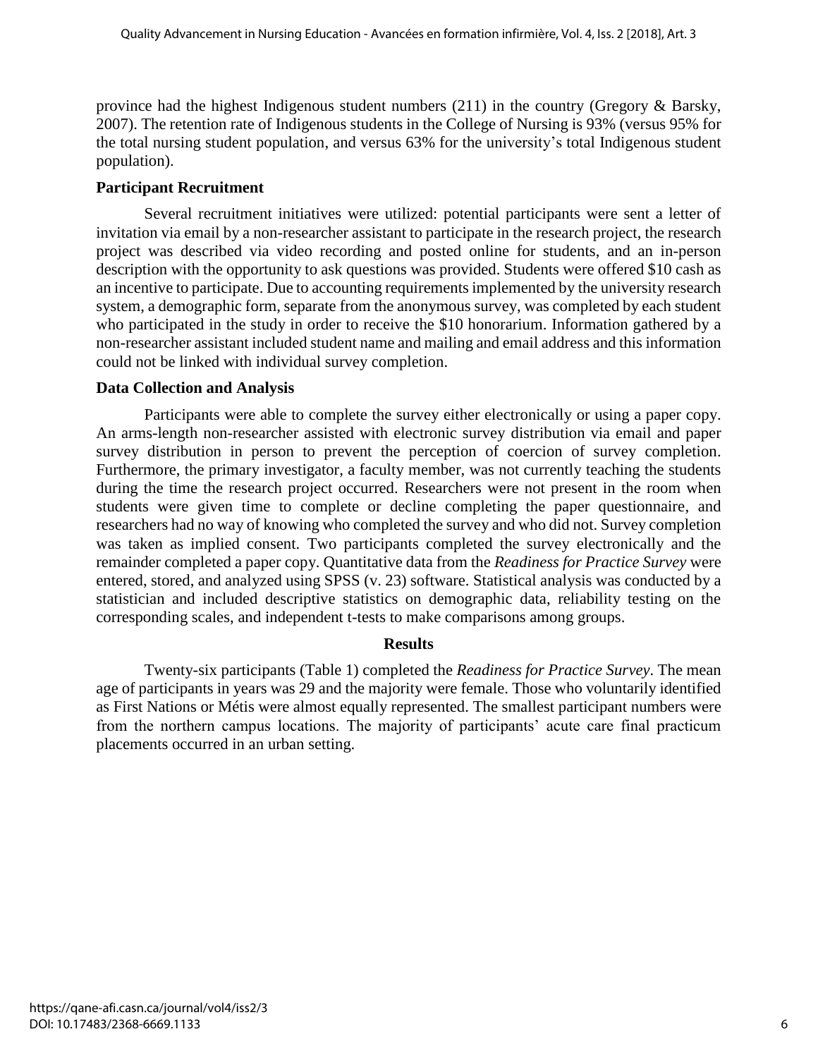province had the highest Indigenous student numbers (211) in the country (Gregory & Barsky, 2007). The retention rate of Indigenous students in the College of Nursing is 93% (versus 95% for the total nursing student population, and versus 63% for the university's total Indigenous student population).

### Participant Recruitment

Several recruitment initiatives were utilized: potential participants were sent a letter of invitation via email by a non-researcher assistant to participate in the research project, the research project was described via video recording and posted online for students, and an in-person description with the opportunity to ask questions was provided. Students were offered $10 cash as an incentive to participate. Due to accounting requirements implemented by the university research system, a demographic form, separate from the anonymous survey, was completed by each student who participated in the study in order to receive the $10 honorarium. Information gathered by a non-researcher assistant included student name and mailing and email address and this information could not be linked with individual survey completion.

### Data Collection and Analysis

Participants were able to complete the survey either electronically or using a paper copy. An arms-length non-researcher assisted with electronic survey distribution via email and paper survey distribution in person to prevent the perception of coercion of survey completion. Furthermore, the primary investigator, a faculty member, was not currently teaching the students during the time the research project occurred. Researchers were not present in the room when students were given time to complete or decline completing the paper questionnaire, and researchers had no way of knowing who completed the survey and who did not. Survey completion was taken as implied consent. Two participants completed the survey electronically and the remainder completed a paper copy. Quantitative data from the *Readiness for Practice Survey* were entered, stored, and analyzed using SPSS (v. 23) software. Statistical analysis was conducted by a statistician and included descriptive statistics on demographic data, reliability testing on the corresponding scales, and independent t-tests to make comparisons among groups.

## Results

Twenty-six participants (Table 1) completed the *Readiness for Practice Survey*. The mean age of participants in years was 29 and the majority were female. Those who voluntarily identified as First Nations or Métis were almost equally represented. The smallest participant numbers were from the northern campus locations. The majority of participants' acute care final practicum placements occurred in an urban setting.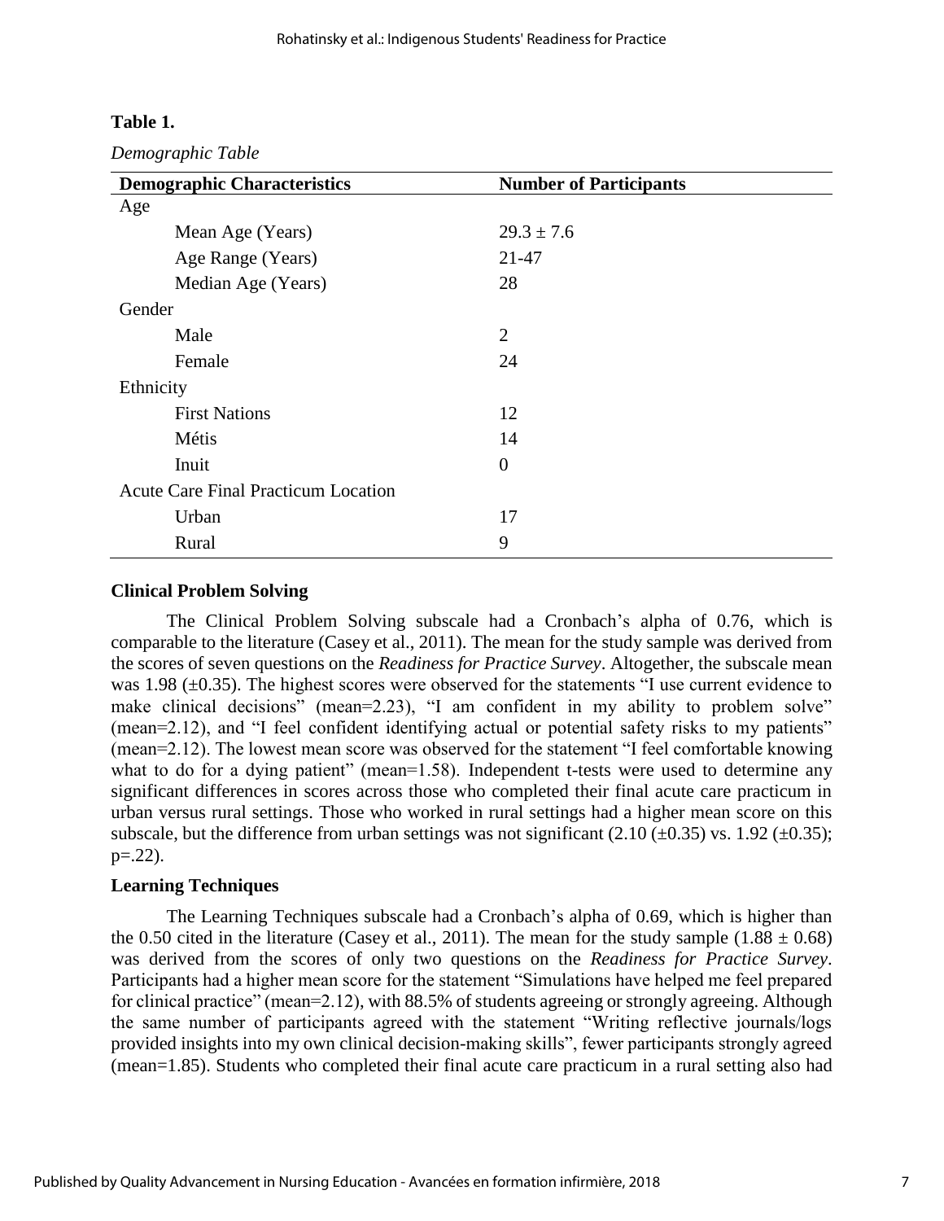**Table 1.**

*Demographic Table*

| Demographic Characteristics | Number of Participants |
|---|---|
| Age | |
| Mean Age (Years) | 29.3 ± 7.6 |
| Age Range (Years) | 21-47 |
| Median Age (Years) | 28 |
| Gender | |
| Male | 2 |
| Female | 24 |
| Ethnicity | |
| First Nations | 12 |
| Métis | 14 |
| Inuit | 0 |
| Acute Care Final Practicum Location | |
| Urban | 17 |
| Rural | 9 |

### Clinical Problem Solving

The Clinical Problem Solving subscale had a Cronbach's alpha of 0.76, which is comparable to the literature (Casey et al., 2011). The mean for the study sample was derived from the scores of seven questions on the *Readiness for Practice Survey*. Altogether, the subscale mean was 1.98 (±0.35). The highest scores were observed for the statements "I use current evidence to make clinical decisions" (mean=2.23), "I am confident in my ability to problem solve" (mean=2.12), and "I feel confident identifying actual or potential safety risks to my patients" (mean=2.12). The lowest mean score was observed for the statement "I feel comfortable knowing what to do for a dying patient" (mean=1.58). Independent t-tests were used to determine any significant differences in scores across those who completed their final acute care practicum in urban versus rural settings. Those who worked in rural settings had a higher mean score on this subscale, but the difference from urban settings was not significant (2.10 (±0.35) vs. 1.92 (±0.35); p=.22).

### Learning Techniques

The Learning Techniques subscale had a Cronbach's alpha of 0.69, which is higher than the 0.50 cited in the literature (Casey et al., 2011). The mean for the study sample (1.88 ± 0.68) was derived from the scores of only two questions on the *Readiness for Practice Survey*. Participants had a higher mean score for the statement "Simulations have helped me feel prepared for clinical practice" (mean=2.12), with 88.5% of students agreeing or strongly agreeing. Although the same number of participants agreed with the statement "Writing reflective journals/logs provided insights into my own clinical decision-making skills", fewer participants strongly agreed (mean=1.85). Students who completed their final acute care practicum in a rural setting also had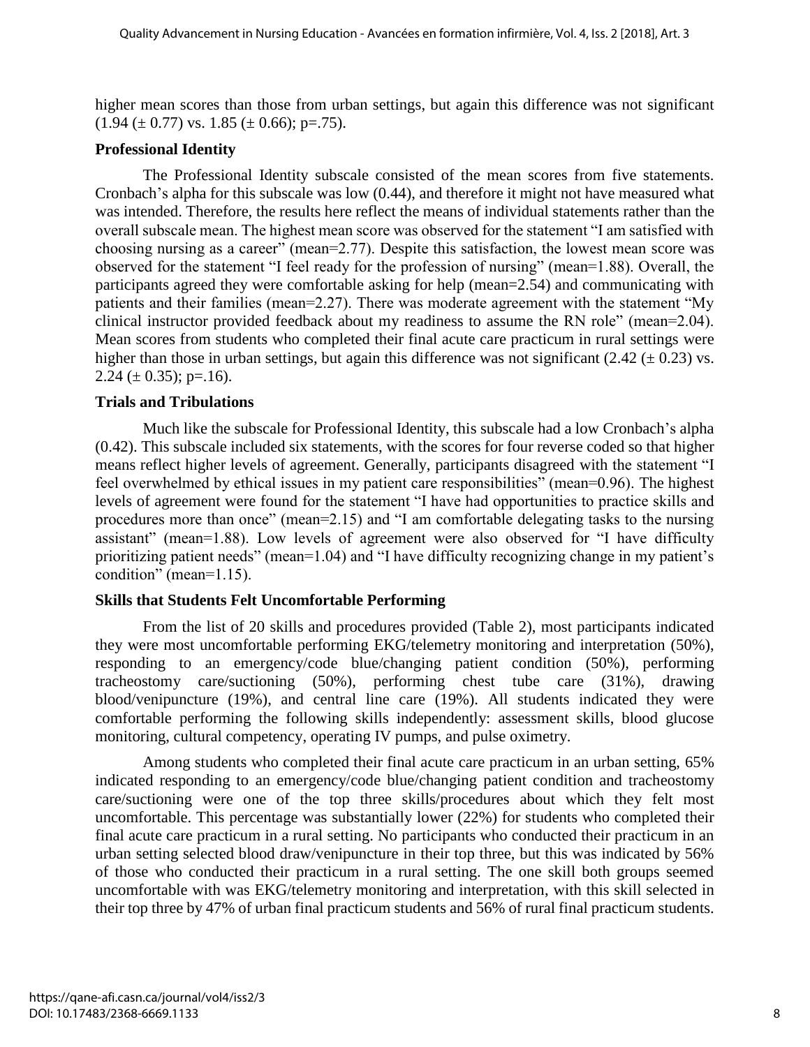higher mean scores than those from urban settings, but again this difference was not significant (1.94 (± 0.77) vs. 1.85 (± 0.66); p=.75).

### Professional Identity

The Professional Identity subscale consisted of the mean scores from five statements. Cronbach's alpha for this subscale was low (0.44), and therefore it might not have measured what was intended. Therefore, the results here reflect the means of individual statements rather than the overall subscale mean. The highest mean score was observed for the statement "I am satisfied with choosing nursing as a career" (mean=2.77). Despite this satisfaction, the lowest mean score was observed for the statement "I feel ready for the profession of nursing" (mean=1.88). Overall, the participants agreed they were comfortable asking for help (mean=2.54) and communicating with patients and their families (mean=2.27). There was moderate agreement with the statement "My clinical instructor provided feedback about my readiness to assume the RN role" (mean=2.04). Mean scores from students who completed their final acute care practicum in rural settings were higher than those in urban settings, but again this difference was not significant (2.42 (± 0.23) vs. 2.24 (± 0.35); p=.16).

### Trials and Tribulations

Much like the subscale for Professional Identity, this subscale had a low Cronbach's alpha (0.42). This subscale included six statements, with the scores for four reverse coded so that higher means reflect higher levels of agreement. Generally, participants disagreed with the statement "I feel overwhelmed by ethical issues in my patient care responsibilities" (mean=0.96). The highest levels of agreement were found for the statement "I have had opportunities to practice skills and procedures more than once" (mean=2.15) and "I am comfortable delegating tasks to the nursing assistant" (mean=1.88). Low levels of agreement were also observed for "I have difficulty prioritizing patient needs" (mean=1.04) and "I have difficulty recognizing change in my patient's condition" (mean=1.15).

### Skills that Students Felt Uncomfortable Performing

From the list of 20 skills and procedures provided (Table 2), most participants indicated they were most uncomfortable performing EKG/telemetry monitoring and interpretation (50%), responding to an emergency/code blue/changing patient condition (50%), performing tracheostomy care/suctioning (50%), performing chest tube care (31%), drawing blood/venipuncture (19%), and central line care (19%). All students indicated they were comfortable performing the following skills independently: assessment skills, blood glucose monitoring, cultural competency, operating IV pumps, and pulse oximetry.

Among students who completed their final acute care practicum in an urban setting, 65% indicated responding to an emergency/code blue/changing patient condition and tracheostomy care/suctioning were one of the top three skills/procedures about which they felt most uncomfortable. This percentage was substantially lower (22%) for students who completed their final acute care practicum in a rural setting. No participants who conducted their practicum in an urban setting selected blood draw/venipuncture in their top three, but this was indicated by 56% of those who conducted their practicum in a rural setting. The one skill both groups seemed uncomfortable with was EKG/telemetry monitoring and interpretation, with this skill selected in their top three by 47% of urban final practicum students and 56% of rural final practicum students.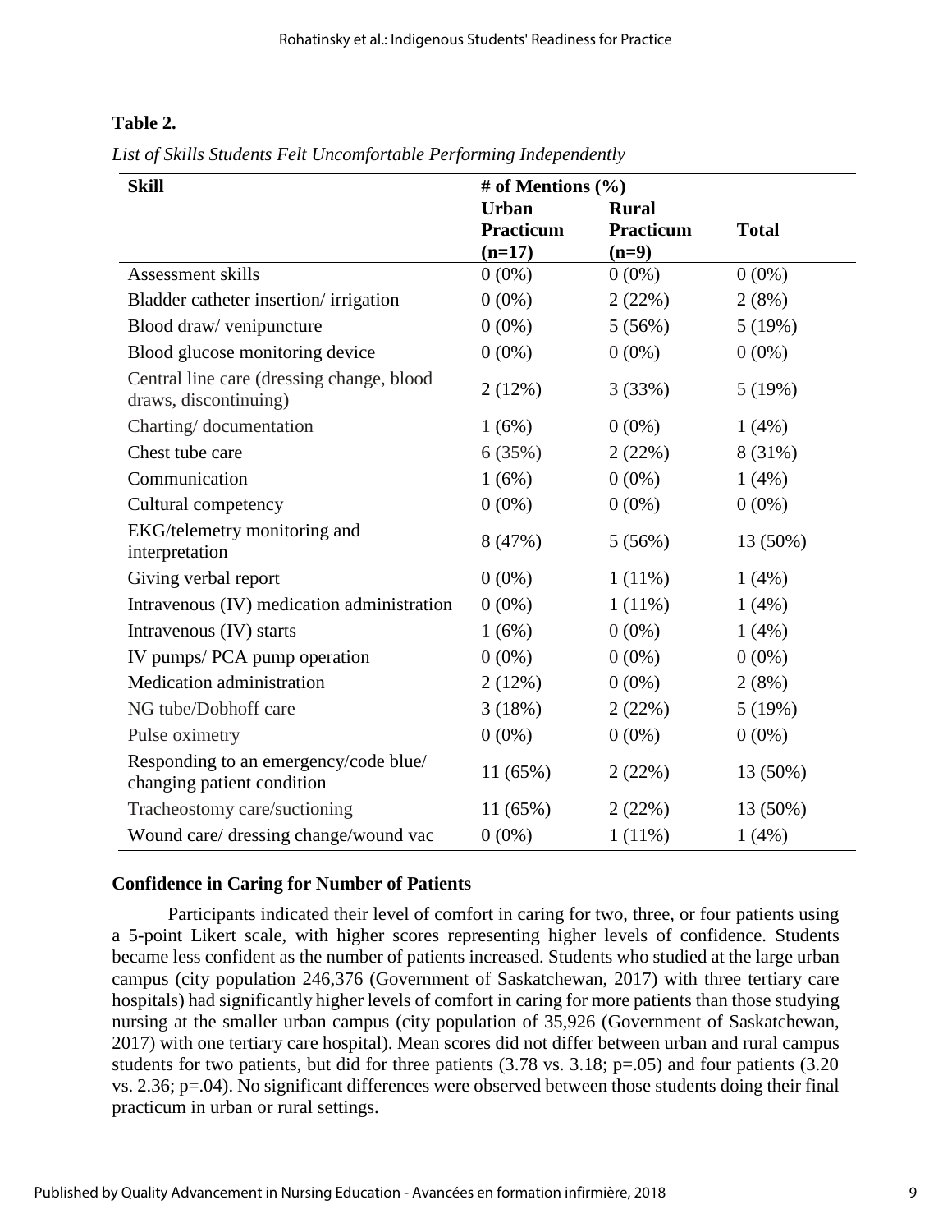**Table 2.**

*List of Skills Students Felt Uncomfortable Performing Independently*

| Skill | # of Mentions (%) | | |
|---|---|---|---|
| | Urban Practicum (n=17) | Rural Practicum (n=9) | Total |
| Assessment skills | 0 (0%) | 0 (0%) | 0 (0%) |
| Bladder catheter insertion/ irrigation | 0 (0%) | 2 (22%) | 2 (8%) |
| Blood draw/ venipuncture | 0 (0%) | 5 (56%) | 5 (19%) |
| Blood glucose monitoring device | 0 (0%) | 0 (0%) | 0 (0%) |
| Central line care (dressing change, blood draws, discontinuing) | 2 (12%) | 3 (33%) | 5 (19%) |
| Charting/ documentation | 1 (6%) | 0 (0%) | 1 (4%) |
| Chest tube care | 6 (35%) | 2 (22%) | 8 (31%) |
| Communication | 1 (6%) | 0 (0%) | 1 (4%) |
| Cultural competency | 0 (0%) | 0 (0%) | 0 (0%) |
| EKG/telemetry monitoring and interpretation | 8 (47%) | 5 (56%) | 13 (50%) |
| Giving verbal report | 0 (0%) | 1 (11%) | 1 (4%) |
| Intravenous (IV) medication administration | 0 (0%) | 1 (11%) | 1 (4%) |
| Intravenous (IV) starts | 1 (6%) | 0 (0%) | 1 (4%) |
| IV pumps/ PCA pump operation | 0 (0%) | 0 (0%) | 0 (0%) |
| Medication administration | 2 (12%) | 0 (0%) | 2 (8%) |
| NG tube/Dobhoff care | 3 (18%) | 2 (22%) | 5 (19%) |
| Pulse oximetry | 0 (0%) | 0 (0%) | 0 (0%) |
| Responding to an emergency/code blue/ changing patient condition | 11 (65%) | 2 (22%) | 13 (50%) |
| Tracheostomy care/suctioning | 11 (65%) | 2 (22%) | 13 (50%) |
| Wound care/ dressing change/wound vac | 0 (0%) | 1 (11%) | 1 (4%) |

### Confidence in Caring for Number of Patients

Participants indicated their level of comfort in caring for two, three, or four patients using a 5-point Likert scale, with higher scores representing higher levels of confidence. Students became less confident as the number of patients increased. Students who studied at the large urban campus (city population 246,376 (Government of Saskatchewan, 2017) with three tertiary care hospitals) had significantly higher levels of comfort in caring for more patients than those studying nursing at the smaller urban campus (city population of 35,926 (Government of Saskatchewan, 2017) with one tertiary care hospital). Mean scores did not differ between urban and rural campus students for two patients, but did for three patients (3.78 vs. 3.18; $p=.05$) and four patients (3.20 vs. 2.36; $p=.04$). No significant differences were observed between those students doing their final practicum in urban or rural settings.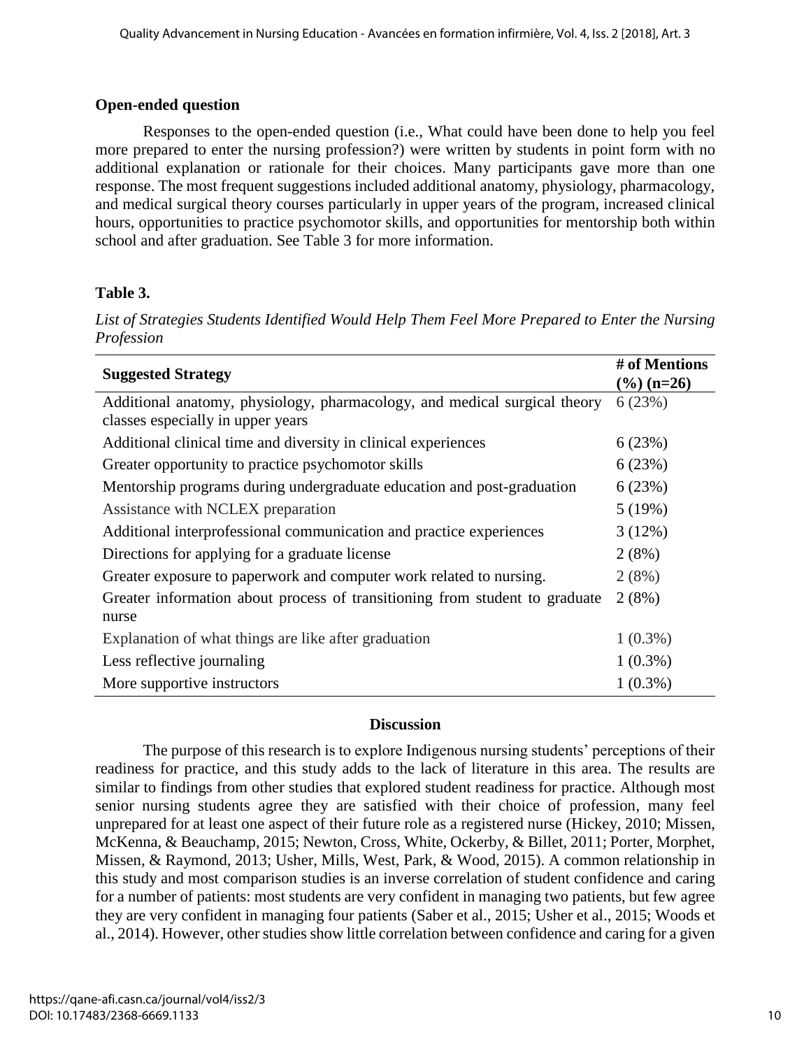### Open-ended question

Responses to the open-ended question (i.e., What could have been done to help you feel more prepared to enter the nursing profession?) were written by students in point form with no additional explanation or rationale for their choices. Many participants gave more than one response. The most frequent suggestions included additional anatomy, physiology, pharmacology, and medical surgical theory courses particularly in upper years of the program, increased clinical hours, opportunities to practice psychomotor skills, and opportunities for mentorship both within school and after graduation. See Table 3 for more information.

**Table 3.**

*List of Strategies Students Identified Would Help Them Feel More Prepared to Enter the Nursing Profession*

| Suggested Strategy | # of Mentions (%) (n=26) |
|---|---|
| Additional anatomy, physiology, pharmacology, and medical surgical theory classes especially in upper years | 6 (23%) |
| Additional clinical time and diversity in clinical experiences | 6 (23%) |
| Greater opportunity to practice psychomotor skills | 6 (23%) |
| Mentorship programs during undergraduate education and post-graduation | 6 (23%) |
| Assistance with NCLEX preparation | 5 (19%) |
| Additional interprofessional communication and practice experiences | 3 (12%) |
| Directions for applying for a graduate license | 2 (8%) |
| Greater exposure to paperwork and computer work related to nursing. | 2 (8%) |
| Greater information about process of transitioning from student to graduate nurse | 2 (8%) |
| Explanation of what things are like after graduation | 1 (0.3%) |
| Less reflective journaling | 1 (0.3%) |
| More supportive instructors | 1 (0.3%) |

## Discussion

The purpose of this research is to explore Indigenous nursing students' perceptions of their readiness for practice, and this study adds to the lack of literature in this area. The results are similar to findings from other studies that explored student readiness for practice. Although most senior nursing students agree they are satisfied with their choice of profession, many feel unprepared for at least one aspect of their future role as a registered nurse (Hickey, 2010; Missen, McKenna, & Beauchamp, 2015; Newton, Cross, White, Ockerby, & Billet, 2011; Porter, Morphet, Missen, & Raymond, 2013; Usher, Mills, West, Park, & Wood, 2015). A common relationship in this study and most comparison studies is an inverse correlation of student confidence and caring for a number of patients: most students are very confident in managing two patients, but few agree they are very confident in managing four patients (Saber et al., 2015; Usher et al., 2015; Woods et al., 2014). However, other studies show little correlation between confidence and caring for a given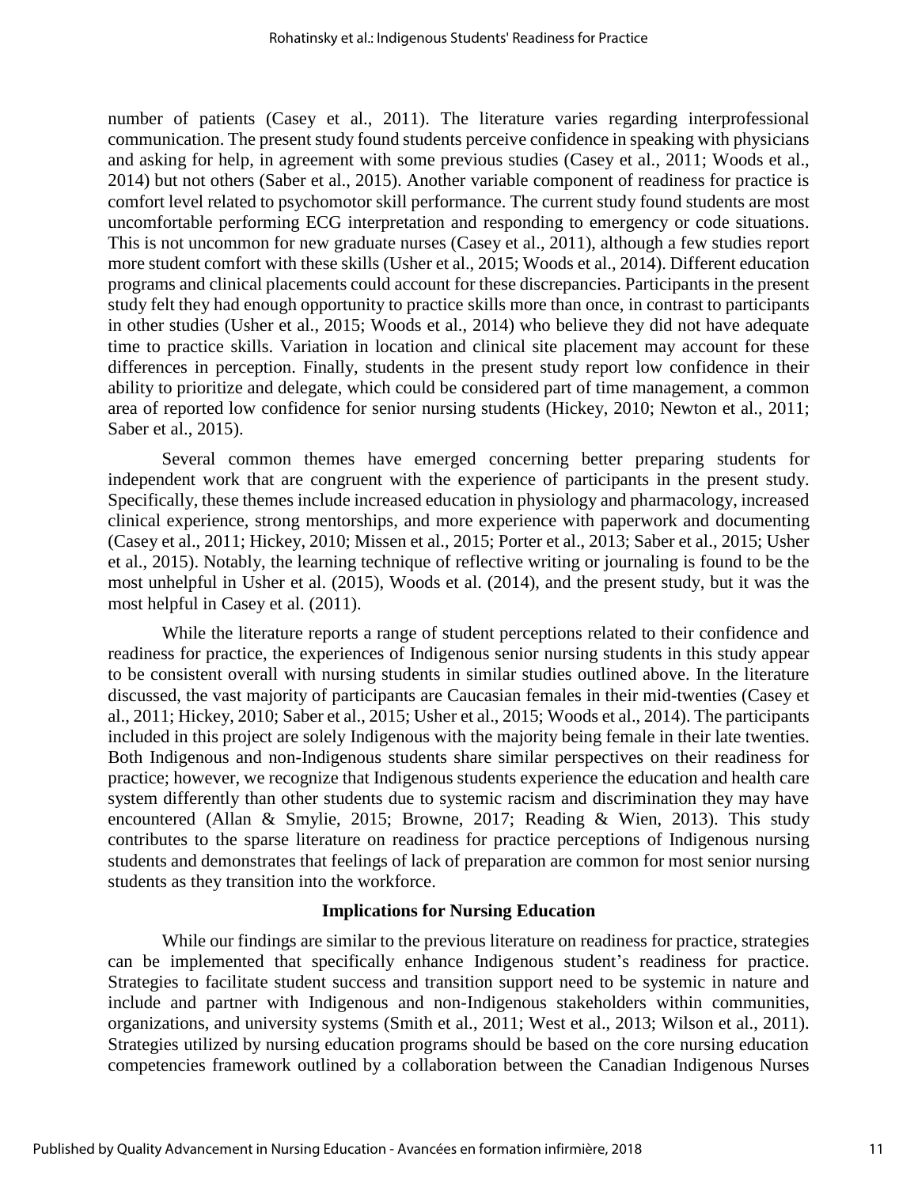number of patients (Casey et al., 2011). The literature varies regarding interprofessional communication. The present study found students perceive confidence in speaking with physicians and asking for help, in agreement with some previous studies (Casey et al., 2011; Woods et al., 2014) but not others (Saber et al., 2015). Another variable component of readiness for practice is comfort level related to psychomotor skill performance. The current study found students are most uncomfortable performing ECG interpretation and responding to emergency or code situations. This is not uncommon for new graduate nurses (Casey et al., 2011), although a few studies report more student comfort with these skills (Usher et al., 2015; Woods et al., 2014). Different education programs and clinical placements could account for these discrepancies. Participants in the present study felt they had enough opportunity to practice skills more than once, in contrast to participants in other studies (Usher et al., 2015; Woods et al., 2014) who believe they did not have adequate time to practice skills. Variation in location and clinical site placement may account for these differences in perception. Finally, students in the present study report low confidence in their ability to prioritize and delegate, which could be considered part of time management, a common area of reported low confidence for senior nursing students (Hickey, 2010; Newton et al., 2011; Saber et al., 2015).

Several common themes have emerged concerning better preparing students for independent work that are congruent with the experience of participants in the present study. Specifically, these themes include increased education in physiology and pharmacology, increased clinical experience, strong mentorships, and more experience with paperwork and documenting (Casey et al., 2011; Hickey, 2010; Missen et al., 2015; Porter et al., 2013; Saber et al., 2015; Usher et al., 2015). Notably, the learning technique of reflective writing or journaling is found to be the most unhelpful in Usher et al. (2015), Woods et al. (2014), and the present study, but it was the most helpful in Casey et al. (2011).

While the literature reports a range of student perceptions related to their confidence and readiness for practice, the experiences of Indigenous senior nursing students in this study appear to be consistent overall with nursing students in similar studies outlined above. In the literature discussed, the vast majority of participants are Caucasian females in their mid-twenties (Casey et al., 2011; Hickey, 2010; Saber et al., 2015; Usher et al., 2015; Woods et al., 2014). The participants included in this project are solely Indigenous with the majority being female in their late twenties. Both Indigenous and non-Indigenous students share similar perspectives on their readiness for practice; however, we recognize that Indigenous students experience the education and health care system differently than other students due to systemic racism and discrimination they may have encountered (Allan & Smylie, 2015; Browne, 2017; Reading & Wien, 2013). This study contributes to the sparse literature on readiness for practice perceptions of Indigenous nursing students and demonstrates that feelings of lack of preparation are common for most senior nursing students as they transition into the workforce.

## Implications for Nursing Education

While our findings are similar to the previous literature on readiness for practice, strategies can be implemented that specifically enhance Indigenous student's readiness for practice. Strategies to facilitate student success and transition support need to be systemic in nature and include and partner with Indigenous and non-Indigenous stakeholders within communities, organizations, and university systems (Smith et al., 2011; West et al., 2013; Wilson et al., 2011). Strategies utilized by nursing education programs should be based on the core nursing education competencies framework outlined by a collaboration between the Canadian Indigenous Nurses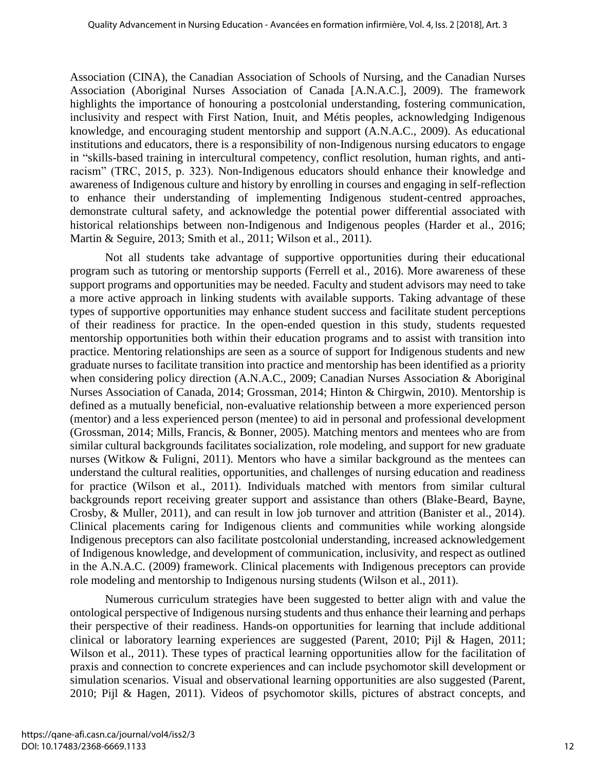Association (CINA), the Canadian Association of Schools of Nursing, and the Canadian Nurses Association (Aboriginal Nurses Association of Canada [A.N.A.C.], 2009). The framework highlights the importance of honouring a postcolonial understanding, fostering communication, inclusivity and respect with First Nation, Inuit, and Métis peoples, acknowledging Indigenous knowledge, and encouraging student mentorship and support (A.N.A.C., 2009). As educational institutions and educators, there is a responsibility of non-Indigenous nursing educators to engage in "skills-based training in intercultural competency, conflict resolution, human rights, and anti-racism" (TRC, 2015, p. 323). Non-Indigenous educators should enhance their knowledge and awareness of Indigenous culture and history by enrolling in courses and engaging in self-reflection to enhance their understanding of implementing Indigenous student-centred approaches, demonstrate cultural safety, and acknowledge the potential power differential associated with historical relationships between non-Indigenous and Indigenous peoples (Harder et al., 2016; Martin & Seguire, 2013; Smith et al., 2011; Wilson et al., 2011).

Not all students take advantage of supportive opportunities during their educational program such as tutoring or mentorship supports (Ferrell et al., 2016). More awareness of these support programs and opportunities may be needed. Faculty and student advisors may need to take a more active approach in linking students with available supports. Taking advantage of these types of supportive opportunities may enhance student success and facilitate student perceptions of their readiness for practice. In the open-ended question in this study, students requested mentorship opportunities both within their education programs and to assist with transition into practice. Mentoring relationships are seen as a source of support for Indigenous students and new graduate nurses to facilitate transition into practice and mentorship has been identified as a priority when considering policy direction (A.N.A.C., 2009; Canadian Nurses Association & Aboriginal Nurses Association of Canada, 2014; Grossman, 2014; Hinton & Chirgwin, 2010). Mentorship is defined as a mutually beneficial, non-evaluative relationship between a more experienced person (mentor) and a less experienced person (mentee) to aid in personal and professional development (Grossman, 2014; Mills, Francis, & Bonner, 2005). Matching mentors and mentees who are from similar cultural backgrounds facilitates socialization, role modeling, and support for new graduate nurses (Witkow & Fuligni, 2011). Mentors who have a similar background as the mentees can understand the cultural realities, opportunities, and challenges of nursing education and readiness for practice (Wilson et al., 2011). Individuals matched with mentors from similar cultural backgrounds report receiving greater support and assistance than others (Blake-Beard, Bayne, Crosby, & Muller, 2011), and can result in low job turnover and attrition (Banister et al., 2014). Clinical placements caring for Indigenous clients and communities while working alongside Indigenous preceptors can also facilitate postcolonial understanding, increased acknowledgement of Indigenous knowledge, and development of communication, inclusivity, and respect as outlined in the A.N.A.C. (2009) framework. Clinical placements with Indigenous preceptors can provide role modeling and mentorship to Indigenous nursing students (Wilson et al., 2011).

Numerous curriculum strategies have been suggested to better align with and value the ontological perspective of Indigenous nursing students and thus enhance their learning and perhaps their perspective of their readiness. Hands-on opportunities for learning that include additional clinical or laboratory learning experiences are suggested (Parent, 2010; Pijl & Hagen, 2011; Wilson et al., 2011). These types of practical learning opportunities allow for the facilitation of praxis and connection to concrete experiences and can include psychomotor skill development or simulation scenarios. Visual and observational learning opportunities are also suggested (Parent, 2010; Pijl & Hagen, 2011). Videos of psychomotor skills, pictures of abstract concepts, and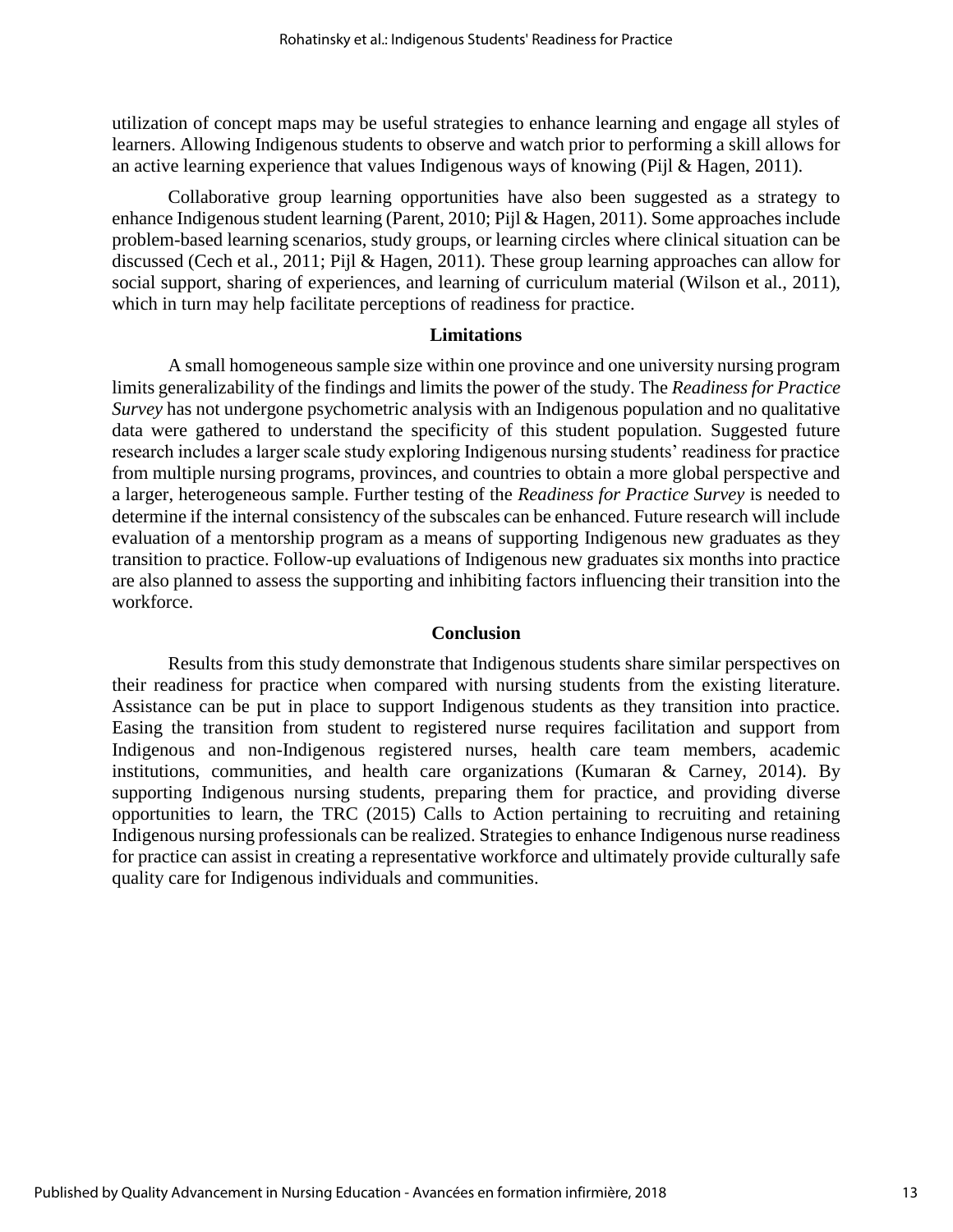utilization of concept maps may be useful strategies to enhance learning and engage all styles of learners. Allowing Indigenous students to observe and watch prior to performing a skill allows for an active learning experience that values Indigenous ways of knowing (Pijl & Hagen, 2011).

Collaborative group learning opportunities have also been suggested as a strategy to enhance Indigenous student learning (Parent, 2010; Pijl & Hagen, 2011). Some approaches include problem-based learning scenarios, study groups, or learning circles where clinical situation can be discussed (Cech et al., 2011; Pijl & Hagen, 2011). These group learning approaches can allow for social support, sharing of experiences, and learning of curriculum material (Wilson et al., 2011), which in turn may help facilitate perceptions of readiness for practice.

## Limitations

A small homogeneous sample size within one province and one university nursing program limits generalizability of the findings and limits the power of the study. The *Readiness for Practice Survey* has not undergone psychometric analysis with an Indigenous population and no qualitative data were gathered to understand the specificity of this student population. Suggested future research includes a larger scale study exploring Indigenous nursing students' readiness for practice from multiple nursing programs, provinces, and countries to obtain a more global perspective and a larger, heterogeneous sample. Further testing of the *Readiness for Practice Survey* is needed to determine if the internal consistency of the subscales can be enhanced. Future research will include evaluation of a mentorship program as a means of supporting Indigenous new graduates as they transition to practice. Follow-up evaluations of Indigenous new graduates six months into practice are also planned to assess the supporting and inhibiting factors influencing their transition into the workforce.

## Conclusion

Results from this study demonstrate that Indigenous students share similar perspectives on their readiness for practice when compared with nursing students from the existing literature. Assistance can be put in place to support Indigenous students as they transition into practice. Easing the transition from student to registered nurse requires facilitation and support from Indigenous and non-Indigenous registered nurses, health care team members, academic institutions, communities, and health care organizations (Kumaran & Carney, 2014). By supporting Indigenous nursing students, preparing them for practice, and providing diverse opportunities to learn, the TRC (2015) Calls to Action pertaining to recruiting and retaining Indigenous nursing professionals can be realized. Strategies to enhance Indigenous nurse readiness for practice can assist in creating a representative workforce and ultimately provide culturally safe quality care for Indigenous individuals and communities.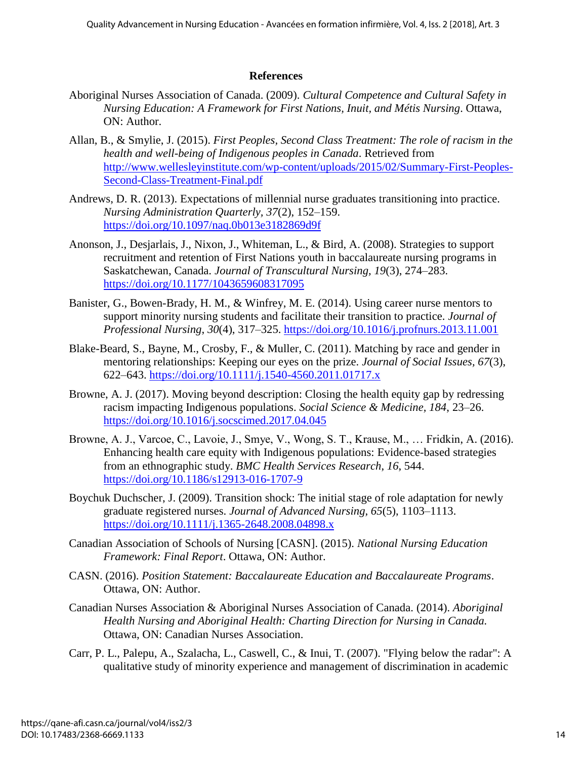## References

Aboriginal Nurses Association of Canada. (2009). *Cultural Competence and Cultural Safety in Nursing Education: A Framework for First Nations, Inuit, and Métis Nursing*. Ottawa, ON: Author.

Allan, B., & Smylie, J. (2015). *First Peoples, Second Class Treatment: The role of racism in the health and well-being of Indigenous peoples in Canada*. Retrieved from http://www.wellesleyinstitute.com/wp-content/uploads/2015/02/Summary-First-Peoples-Second-Class-Treatment-Final.pdf

Andrews, D. R. (2013). Expectations of millennial nurse graduates transitioning into practice. *Nursing Administration Quarterly, 37*(2), 152–159. https://doi.org/10.1097/naq.0b013e3182869d9f

Anonson, J., Desjarlais, J., Nixon, J., Whiteman, L., & Bird, A. (2008). Strategies to support recruitment and retention of First Nations youth in baccalaureate nursing programs in Saskatchewan, Canada. *Journal of Transcultural Nursing, 19*(3), 274–283. https://doi.org/10.1177/1043659608317095

Banister, G., Bowen-Brady, H. M., & Winfrey, M. E. (2014). Using career nurse mentors to support minority nursing students and facilitate their transition to practice. *Journal of Professional Nursing, 30*(4), 317–325. https://doi.org/10.1016/j.profnurs.2013.11.001

Blake-Beard, S., Bayne, M., Crosby, F., & Muller, C. (2011). Matching by race and gender in mentoring relationships: Keeping our eyes on the prize. *Journal of Social Issues, 67*(3), 622–643. https://doi.org/10.1111/j.1540-4560.2011.01717.x

Browne, A. J. (2017). Moving beyond description: Closing the health equity gap by redressing racism impacting Indigenous populations. *Social Science & Medicine, 184*, 23–26. https://doi.org/10.1016/j.socscimed.2017.04.045

Browne, A. J., Varcoe, C., Lavoie, J., Smye, V., Wong, S. T., Krause, M., … Fridkin, A. (2016). Enhancing health care equity with Indigenous populations: Evidence-based strategies from an ethnographic study. *BMC Health Services Research, 16*, 544. https://doi.org/10.1186/s12913-016-1707-9

Boychuk Duchscher, J. (2009). Transition shock: The initial stage of role adaptation for newly graduate registered nurses. *Journal of Advanced Nursing, 65*(5), 1103–1113. https://doi.org/10.1111/j.1365-2648.2008.04898.x

Canadian Association of Schools of Nursing [CASN]. (2015). *National Nursing Education Framework: Final Report*. Ottawa, ON: Author.

CASN. (2016). *Position Statement: Baccalaureate Education and Baccalaureate Programs*. Ottawa, ON: Author.

Canadian Nurses Association & Aboriginal Nurses Association of Canada. (2014). *Aboriginal Health Nursing and Aboriginal Health: Charting Direction for Nursing in Canada.* Ottawa, ON: Canadian Nurses Association.

Carr, P. L., Palepu, A., Szalacha, L., Caswell, C., & Inui, T. (2007). "Flying below the radar": A qualitative study of minority experience and management of discrimination in academic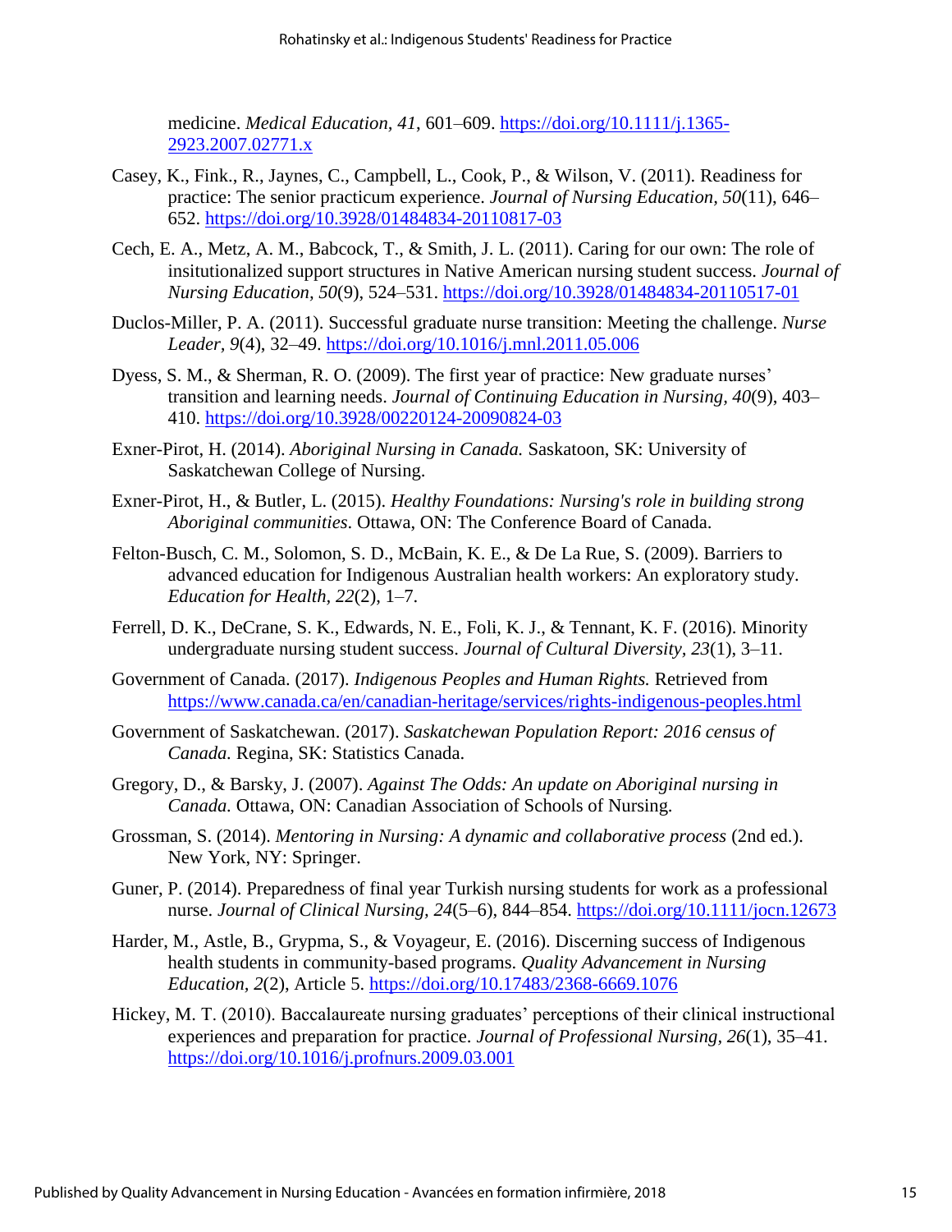medicine. *Medical Education, 41*, 601–609. https://doi.org/10.1111/j.1365-2923.2007.02771.x

Casey, K., Fink., R., Jaynes, C., Campbell, L., Cook, P., & Wilson, V. (2011). Readiness for practice: The senior practicum experience. *Journal of Nursing Education, 50*(11), 646–652. https://doi.org/10.3928/01484834-20110817-03

Cech, E. A., Metz, A. M., Babcock, T., & Smith, J. L. (2011). Caring for our own: The role of insitutionalized support structures in Native American nursing student success. *Journal of Nursing Education, 50*(9), 524–531. https://doi.org/10.3928/01484834-20110517-01

Duclos-Miller, P. A. (2011). Successful graduate nurse transition: Meeting the challenge. *Nurse Leader, 9*(4), 32–49. https://doi.org/10.1016/j.mnl.2011.05.006

Dyess, S. M., & Sherman, R. O. (2009). The first year of practice: New graduate nurses' transition and learning needs. *Journal of Continuing Education in Nursing, 40*(9), 403–410. https://doi.org/10.3928/00220124-20090824-03

Exner-Pirot, H. (2014). *Aboriginal Nursing in Canada.* Saskatoon, SK: University of Saskatchewan College of Nursing.

Exner-Pirot, H., & Butler, L. (2015). *Healthy Foundations: Nursing's role in building strong Aboriginal communities.* Ottawa, ON: The Conference Board of Canada.

Felton-Busch, C. M., Solomon, S. D., McBain, K. E., & De La Rue, S. (2009). Barriers to advanced education for Indigenous Australian health workers: An exploratory study. *Education for Health, 22*(2), 1–7.

Ferrell, D. K., DeCrane, S. K., Edwards, N. E., Foli, K. J., & Tennant, K. F. (2016). Minority undergraduate nursing student success. *Journal of Cultural Diversity, 23*(1), 3–11.

Government of Canada. (2017). *Indigenous Peoples and Human Rights.* Retrieved from https://www.canada.ca/en/canadian-heritage/services/rights-indigenous-peoples.html

Government of Saskatchewan. (2017). *Saskatchewan Population Report: 2016 census of Canada.* Regina, SK: Statistics Canada.

Gregory, D., & Barsky, J. (2007). *Against The Odds: An update on Aboriginal nursing in Canada.* Ottawa, ON: Canadian Association of Schools of Nursing.

Grossman, S. (2014). *Mentoring in Nursing: A dynamic and collaborative process* (2nd ed.). New York, NY: Springer.

Guner, P. (2014). Preparedness of final year Turkish nursing students for work as a professional nurse. *Journal of Clinical Nursing, 24*(5–6), 844–854. https://doi.org/10.1111/jocn.12673

Harder, M., Astle, B., Grypma, S., & Voyageur, E. (2016). Discerning success of Indigenous health students in community-based programs. *Quality Advancement in Nursing Education, 2*(2), Article 5. https://doi.org/10.17483/2368-6669.1076

Hickey, M. T. (2010). Baccalaureate nursing graduates' perceptions of their clinical instructional experiences and preparation for practice. *Journal of Professional Nursing, 26*(1), 35–41. https://doi.org/10.1016/j.profnurs.2009.03.001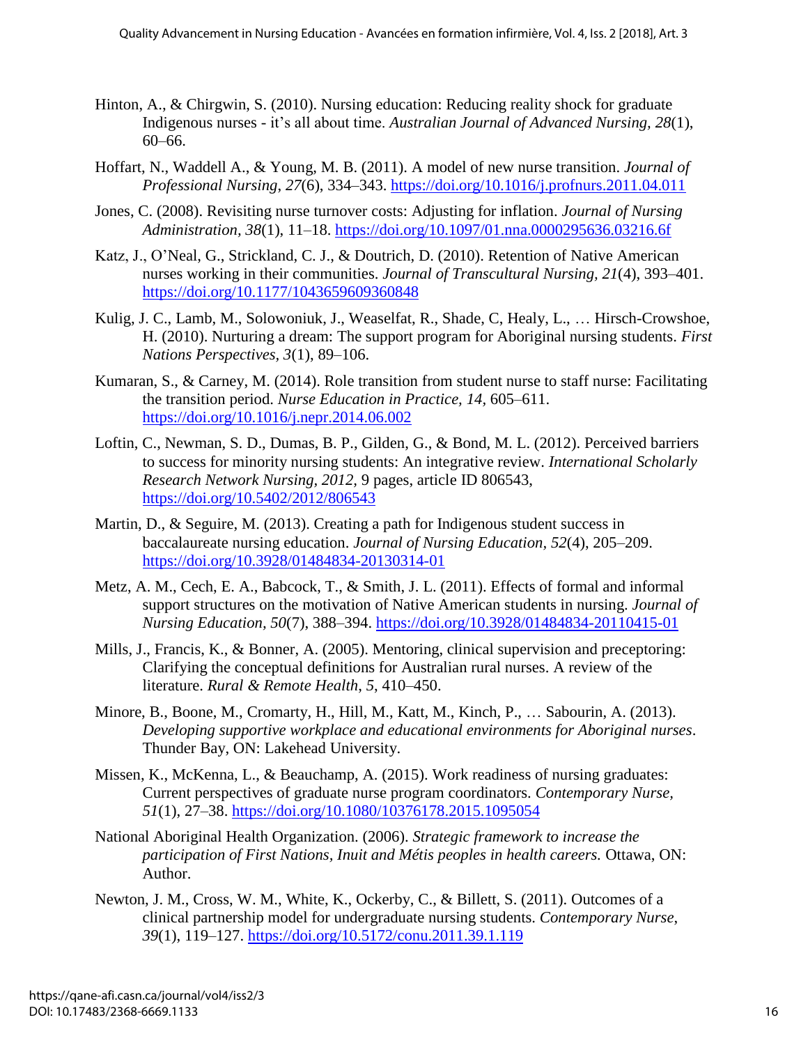Hinton, A., & Chirgwin, S. (2010). Nursing education: Reducing reality shock for graduate Indigenous nurses - it's all about time. *Australian Journal of Advanced Nursing, 28*(1), 60–66.

Hoffart, N., Waddell A., & Young, M. B. (2011). A model of new nurse transition. *Journal of Professional Nursing*, *27*(6), 334–343. https://doi.org/10.1016/j.profnurs.2011.04.011

Jones, C. (2008). Revisiting nurse turnover costs: Adjusting for inflation. *Journal of Nursing Administration*, *38*(1), 11–18. https://doi.org/10.1097/01.nna.0000295636.03216.6f

Katz, J., O'Neal, G., Strickland, C. J., & Doutrich, D. (2010). Retention of Native American nurses working in their communities. *Journal of Transcultural Nursing, 21*(4), 393–401. https://doi.org/10.1177/1043659609360848

Kulig, J. C., Lamb, M., Solowoniuk, J., Weaselfat, R., Shade, C, Healy, L., … Hirsch-Crowshoe, H. (2010). Nurturing a dream: The support program for Aboriginal nursing students. *First Nations Perspectives*, *3*(1), 89–106.

Kumaran, S., & Carney, M. (2014). Role transition from student nurse to staff nurse: Facilitating the transition period. *Nurse Education in Practice, 14,* 605–611. https://doi.org/10.1016/j.nepr.2014.06.002

Loftin, C., Newman, S. D., Dumas, B. P., Gilden, G., & Bond, M. L. (2012). Perceived barriers to success for minority nursing students: An integrative review. *International Scholarly Research Network Nursing, 2012,* 9 pages, article ID 806543, https://doi.org/10.5402/2012/806543

Martin, D., & Seguire, M. (2013). Creating a path for Indigenous student success in baccalaureate nursing education. *Journal of Nursing Education*, *52*(4), 205–209. https://doi.org/10.3928/01484834-20130314-01

Metz, A. M., Cech, E. A., Babcock, T., & Smith, J. L. (2011). Effects of formal and informal support structures on the motivation of Native American students in nursing. *Journal of Nursing Education, 50*(7), 388–394. https://doi.org/10.3928/01484834-20110415-01

Mills, J., Francis, K., & Bonner, A. (2005). Mentoring, clinical supervision and preceptoring: Clarifying the conceptual definitions for Australian rural nurses. A review of the literature. *Rural & Remote Health*, *5*, 410–450.

Minore, B., Boone, M., Cromarty, H., Hill, M., Katt, M., Kinch, P., … Sabourin, A. (2013). *Developing supportive workplace and educational environments for Aboriginal nurses*. Thunder Bay, ON: Lakehead University.

Missen, K., McKenna, L., & Beauchamp, A. (2015). Work readiness of nursing graduates: Current perspectives of graduate nurse program coordinators. *Contemporary Nurse, 51*(1), 27–38. https://doi.org/10.1080/10376178.2015.1095054

National Aboriginal Health Organization. (2006). *Strategic framework to increase the participation of First Nations, Inuit and Métis peoples in health careers.* Ottawa, ON: Author.

Newton, J. M., Cross, W. M., White, K., Ockerby, C., & Billett, S. (2011). Outcomes of a clinical partnership model for undergraduate nursing students. *Contemporary Nurse*, *39*(1), 119–127. https://doi.org/10.5172/conu.2011.39.1.119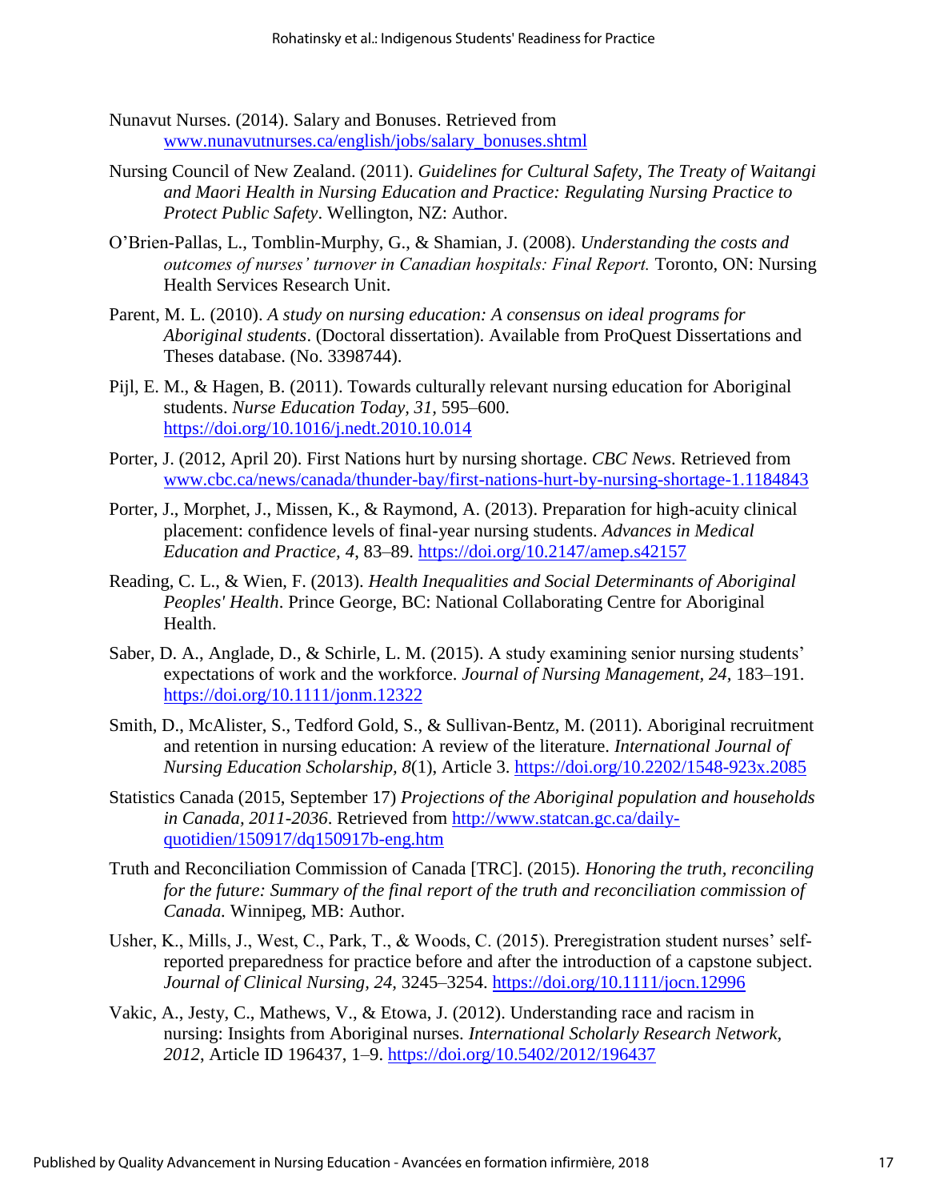Nunavut Nurses. (2014). Salary and Bonuses. Retrieved from www.nunavutnurses.ca/english/jobs/salary_bonuses.shtml

Nursing Council of New Zealand. (2011). *Guidelines for Cultural Safety, The Treaty of Waitangi and Maori Health in Nursing Education and Practice: Regulating Nursing Practice to Protect Public Safety*. Wellington, NZ: Author.

O'Brien-Pallas, L., Tomblin-Murphy, G., & Shamian, J. (2008). *Understanding the costs and outcomes of nurses' turnover in Canadian hospitals: Final Report.* Toronto, ON: Nursing Health Services Research Unit.

Parent, M. L. (2010). *A study on nursing education: A consensus on ideal programs for Aboriginal students*. (Doctoral dissertation). Available from ProQuest Dissertations and Theses database. (No. 3398744).

Pijl, E. M., & Hagen, B. (2011). Towards culturally relevant nursing education for Aboriginal students. *Nurse Education Today, 31,* 595–600. https://doi.org/10.1016/j.nedt.2010.10.014

Porter, J. (2012, April 20). First Nations hurt by nursing shortage. *CBC News*. Retrieved from www.cbc.ca/news/canada/thunder-bay/first-nations-hurt-by-nursing-shortage-1.1184843

Porter, J., Morphet, J., Missen, K., & Raymond, A. (2013). Preparation for high-acuity clinical placement: confidence levels of final-year nursing students. *Advances in Medical Education and Practice, 4,* 83–89. https://doi.org/10.2147/amep.s42157

Reading, C. L., & Wien, F. (2013). *Health Inequalities and Social Determinants of Aboriginal Peoples' Health*. Prince George, BC: National Collaborating Centre for Aboriginal Health.

Saber, D. A., Anglade, D., & Schirle, L. M. (2015). A study examining senior nursing students' expectations of work and the workforce. *Journal of Nursing Management, 24,* 183–191. https://doi.org/10.1111/jonm.12322

Smith, D., McAlister, S., Tedford Gold, S., & Sullivan-Bentz, M. (2011). Aboriginal recruitment and retention in nursing education: A review of the literature. *International Journal of Nursing Education Scholarship, 8*(1), Article 3. https://doi.org/10.2202/1548-923x.2085

Statistics Canada (2015, September 17) *Projections of the Aboriginal population and households in Canada, 2011-2036*. Retrieved from http://www.statcan.gc.ca/daily-quotidien/150917/dq150917b-eng.htm

Truth and Reconciliation Commission of Canada [TRC]. (2015). *Honoring the truth, reconciling for the future: Summary of the final report of the truth and reconciliation commission of Canada.* Winnipeg, MB: Author.

Usher, K., Mills, J., West, C., Park, T., & Woods, C. (2015). Preregistration student nurses' self-reported preparedness for practice before and after the introduction of a capstone subject. *Journal of Clinical Nursing, 24,* 3245–3254. https://doi.org/10.1111/jocn.12996

Vakic, A., Jesty, C., Mathews, V., & Etowa, J. (2012). Understanding race and racism in nursing: Insights from Aboriginal nurses. *International Scholarly Research Network, 2012,* Article ID 196437, 1–9. https://doi.org/10.5402/2012/196437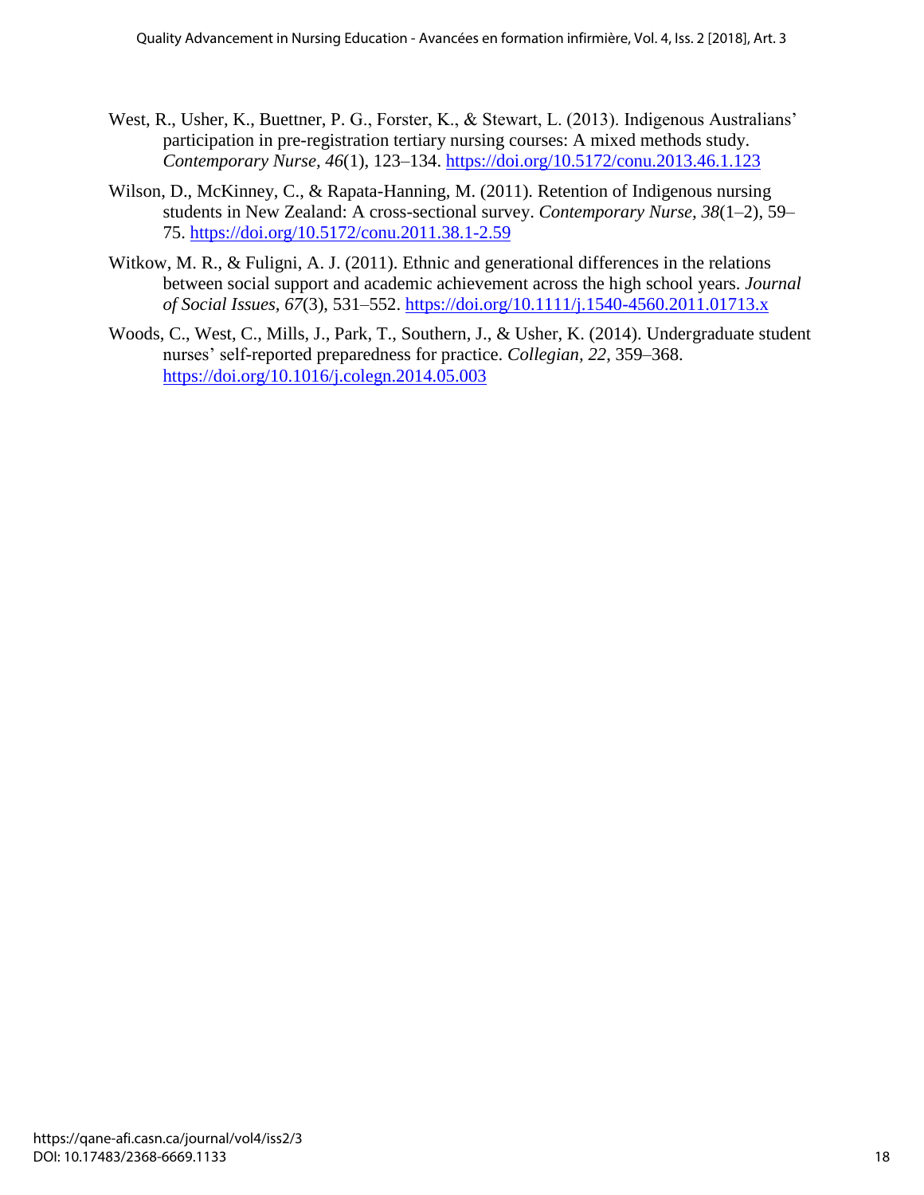West, R., Usher, K., Buettner, P. G., Forster, K., & Stewart, L. (2013). Indigenous Australians' participation in pre-registration tertiary nursing courses: A mixed methods study. *Contemporary Nurse, 46*(1), 123–134. https://doi.org/10.5172/conu.2013.46.1.123

Wilson, D., McKinney, C., & Rapata-Hanning, M. (2011). Retention of Indigenous nursing students in New Zealand: A cross-sectional survey. *Contemporary Nurse, 38*(1–2), 59–75. https://doi.org/10.5172/conu.2011.38.1-2.59

Witkow, M. R., & Fuligni, A. J. (2011). Ethnic and generational differences in the relations between social support and academic achievement across the high school years. *Journal of Social Issues, 67*(3), 531–552. https://doi.org/10.1111/j.1540-4560.2011.01713.x

Woods, C., West, C., Mills, J., Park, T., Southern, J., & Usher, K. (2014). Undergraduate student nurses' self-reported preparedness for practice. *Collegian, 22*, 359–368. https://doi.org/10.1016/j.colegn.2014.05.003